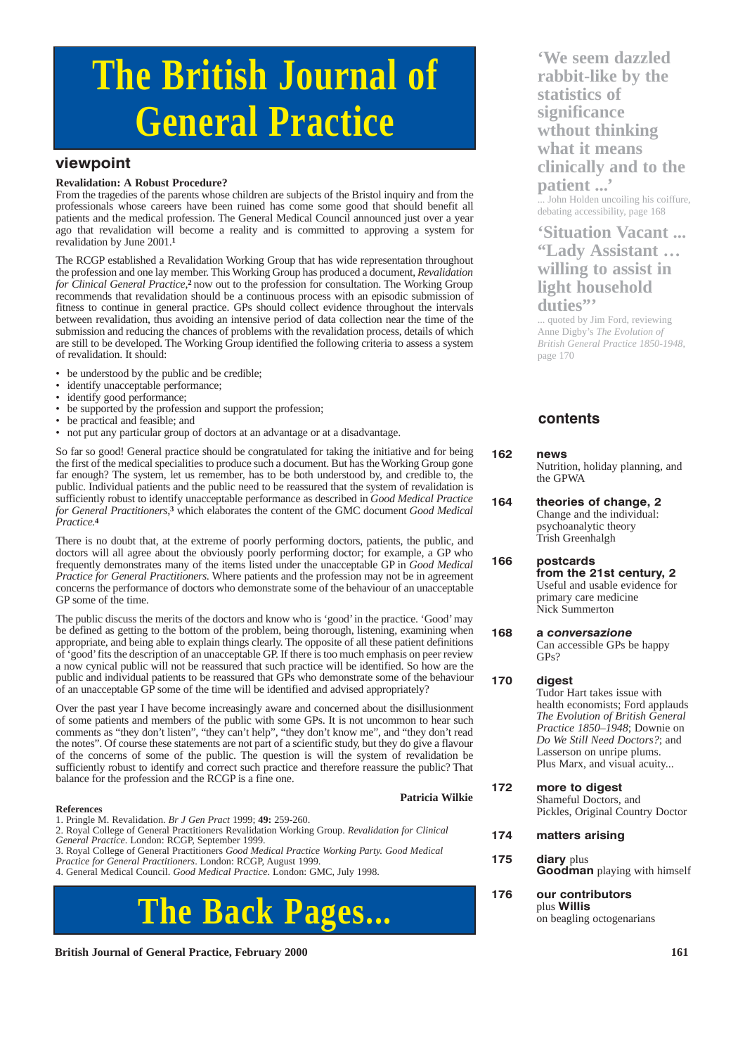# The British Journal of General Practice

## viewpoint

### Revalidation: A Robust Procedure?

From the tragedies of the parents whose children are subjects of the Bristol inquiry and from the professionals whose careers have been ruined has come some good that should benefit all patients and the medical profession. The General Medical Council announced just over a year ago that revalidation will become a reality and is committed to approving a system for revalidation by June 2001.[1]

The RCGP established a Revalidation Working Group that has wide representation throughout the profession and one lay member. This Working Group has produced a document, *Revalidation for Clinical General Practice*,[2] now out to the profession for consultation. The Working Group recommends that revalidation should be a continuous process with an episodic submission of fitness to continue in general practice. GPs should collect evidence throughout the intervals between revalidation, thus avoiding an intensive period of data collection near the time of the submission and reducing the chances of problems with the revalidation process, details of which are still to be developed. The Working Group identified the following criteria to assess a system of revalidation. It should:

- be understood by the public and be credible;
- identify unacceptable performance;
- identify good performance;
- be supported by the profession and support the profession;
- be practical and feasible; and
- not put any particular group of doctors at an advantage or at a disadvantage.

So far so good! General practice should be congratulated for taking the initiative and for being the first of the medical specialities to produce such a document. But has the Working Group gone far enough? The system, let us remember, has to be both understood by, and credible to, the public. Individual patients and the public need to be reassured that the system of revalidation is sufficiently robust to identify unacceptable performance as described in *Good Medical Practice for General Practitioners*,[3] which elaborates the content of the GMC document *Good Medical Practice*.[4]

There is no doubt that, at the extreme of poorly performing doctors, patients, the public, and doctors will all agree about the obviously poorly performing doctor; for example, a GP who frequently demonstrates many of the items listed under the unacceptable GP in *Good Medical Practice for General Practitioners*. Where patients and the profession may not be in agreement concerns the performance of doctors who demonstrate some of the behaviour of an unacceptable GP some of the time.

The public discuss the merits of the doctors and know who is 'good' in the practice. 'Good' may be defined as getting to the bottom of the problem, being thorough, listening, examining when appropriate, and being able to explain things clearly. The opposite of all these patient definitions of 'good' fits the description of an unacceptable GP. If there is too much emphasis on peer review a now cynical public will not be reassured that such practice will be identified. So how are the public and individual patients to be reassured that GPs who demonstrate some of the behaviour of an unacceptable GP some of the time will be identified and advised appropriately?

Over the past year I have become increasingly aware and concerned about the disillusionment of some patients and members of the public with some GPs. It is not uncommon to hear such comments as "they don't listen", "they can't help", "they don't know me", and "they don't read the notes". Of course these statements are not part of a scientific study, but they do give a flavour of the concerns of some of the public. The question is will the system of revalidation be sufficiently robust to identify and correct such practice and therefore reassure the public? That balance for the profession and the RCGP is a fine one.

**Patricia Wilkie**

**References**

1. Pringle M. Revalidation. *Br J Gen Pract* 1999; **49:** 259-260.
2. Royal College of General Practitioners Revalidation Working Group. *Revalidation for Clinical General Practice*. London: RCGP, September 1999.
3. Royal College of General Practitioners *Good Medical Practice Working Party. Good Medical Practice for General Practitioners*. London: RCGP, August 1999.
4. General Medical Council. *Good Medical Practice*. London: GMC, July 1998.

# The Back Pages...

**'We seem dazzled rabbit-like by the statistics of significance wthout thinking what it means clinically and to the patient ...'**

... John Holden uncoiling his coiffure, debating accessibility, page 168

**'Situation Vacant ... "Lady Assistant … willing to assist in light household duties"'**

... quoted by Jim Ford, reviewing Anne Digby's *The Evolution of British General Practice 1850-1948*, page 170

## contents

**162 news**
Nutrition, holiday planning, and the GPWA

**164 theories of change, 2**
Change and the individual: psychoanalytic theory
Trish Greenhalgh

**166 postcards from the 21st century, 2**
Useful and usable evidence for primary care medicine
Nick Summerton

**168 a *conversazione***
Can accessible GPs be happy GPs?

**170 digest**
Tudor Hart takes issue with health economists; Ford applauds *The Evolution of British General Practice 1850–1948*; Downie on *Do We Still Need Doctors?*; and Lasserson on unripe plums. Plus Marx, and visual acuity...

**172 more to digest**
Shameful Doctors, and Pickles, Original Country Doctor

**174 matters arising**

**175 diary** plus **Goodman** playing with himself

**176 our contributors** plus **Willis** on beagling octogenarians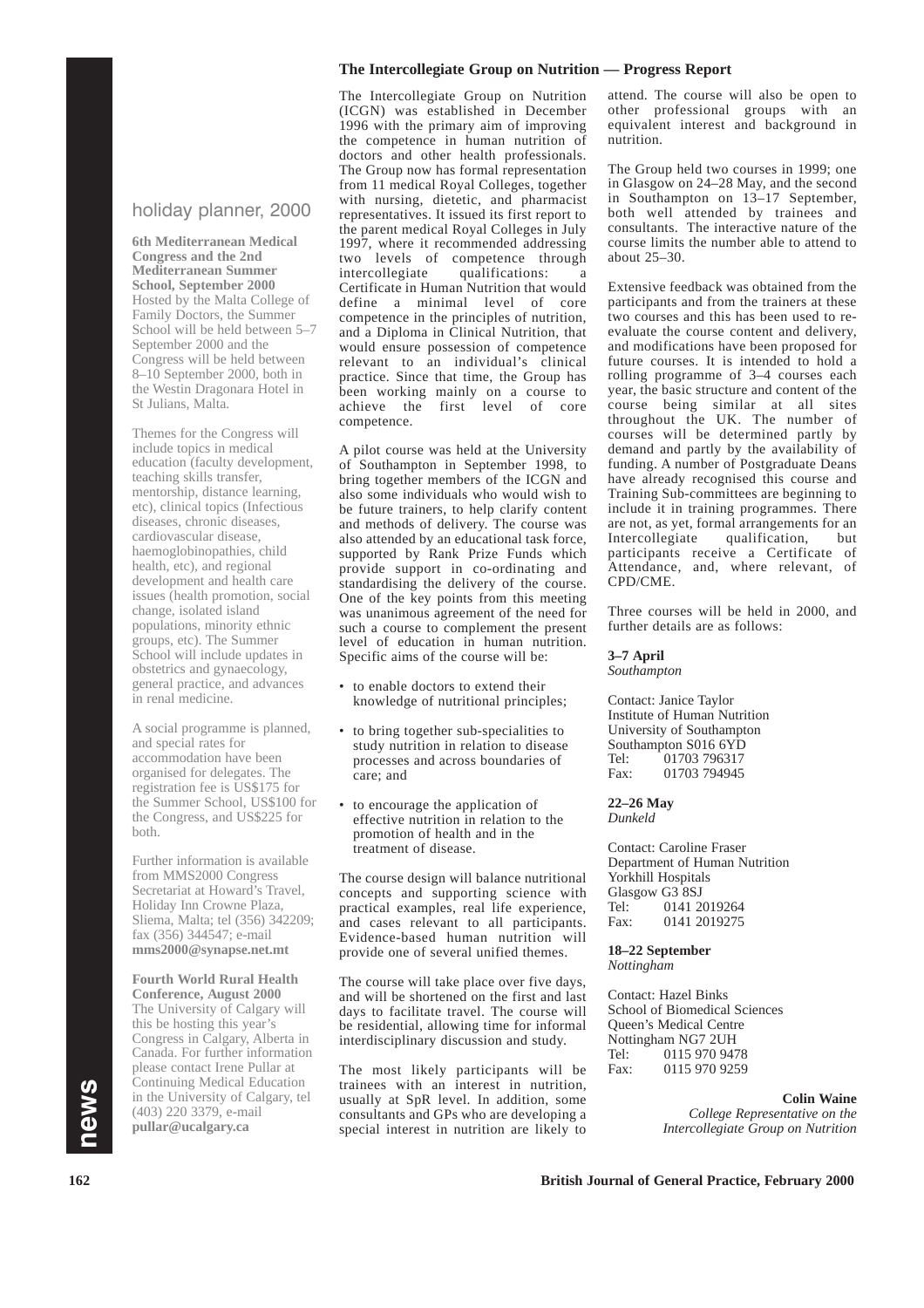## holiday planner, 2000

**6th Mediterranean Medical Congress and the 2nd Mediterranean Summer School, September 2000**
Hosted by the Malta College of Family Doctors, the Summer School will be held between 5–7 September 2000 and the Congress will be held between 8–10 September 2000, both in the Westin Dragonara Hotel in St Julians, Malta.

Themes for the Congress will include topics in medical education (faculty development, teaching skills transfer, mentorship, distance learning, etc), clinical topics (Infectious diseases, chronic diseases, cardiovascular disease, haemoglobinopathies, child health, etc), and regional development and health care issues (health promotion, social change, isolated island populations, minority ethnic groups, etc). The Summer School will include updates in obstetrics and gynaecology, general practice, and advances in renal medicine.

A social programme is planned, and special rates for accommodation have been organised for delegates. The registration fee is US$175 for the Summer School, US$100 for the Congress, and US$225 for both.

Further information is available from MMS2000 Congress Secretariat at Howard's Travel, Holiday Inn Crowne Plaza, Sliema, Malta; tel (356) 342209; fax (356) 344547; e-mail **mms2000@synapse.net.mt**

**Fourth World Rural Health Conference, August 2000**
The University of Calgary will this be hosting this year's Congress in Calgary, Alberta in Canada. For further information please contact Irene Pullar at Continuing Medical Education in the University of Calgary, tel (403) 220 3379, e-mail **pullar@ucalgary.ca**

## The Intercollegiate Group on Nutrition — Progress Report

The Intercollegiate Group on Nutrition (ICGN) was established in December 1996 with the primary aim of improving the competence in human nutrition of doctors and other health professionals. The Group now has formal representation from 11 medical Royal Colleges, together with nursing, dietetic, and pharmacist representatives. It issued its first report to the parent medical Royal Colleges in July 1997, where it recommended addressing two levels of competence through intercollegiate qualifications: a Certificate in Human Nutrition that would define a minimal level of core competence in the principles of nutrition, and a Diploma in Clinical Nutrition, that would ensure possession of competence relevant to an individual's clinical practice. Since that time, the Group has been working mainly on a course to achieve the first level of core competence.

A pilot course was held at the University of Southampton in September 1998, to bring together members of the ICGN and also some individuals who would wish to be future trainers, to help clarify content and methods of delivery. The course was also attended by an educational task force, supported by Rank Prize Funds which provide support in co-ordinating and standardising the delivery of the course. One of the key points from this meeting was unanimous agreement of the need for such a course to complement the present level of education in human nutrition. Specific aims of the course will be:

- to enable doctors to extend their knowledge of nutritional principles;
- to bring together sub-specialities to study nutrition in relation to disease processes and across boundaries of care; and
- to encourage the application of effective nutrition in relation to the promotion of health and in the treatment of disease.

The course design will balance nutritional concepts and supporting science with practical examples, real life experience, and cases relevant to all participants. Evidence-based human nutrition will provide one of several unified themes.

The course will take place over five days, and will be shortened on the first and last days to facilitate travel. The course will be residential, allowing time for informal interdisciplinary discussion and study.

The most likely participants will be trainees with an interest in nutrition, usually at SpR level. In addition, some consultants and GPs who are developing a special interest in nutrition are likely to attend. The course will also be open to other professional groups with an equivalent interest and background in nutrition.

The Group held two courses in 1999; one in Glasgow on 24–28 May, and the second in Southampton on 13–17 September, both well attended by trainees and consultants. The interactive nature of the course limits the number able to attend to about 25–30.

Extensive feedback was obtained from the participants and from the trainers at these two courses and this has been used to re-evaluate the course content and delivery, and modifications have been proposed for future courses. It is intended to hold a rolling programme of 3–4 courses each year, the basic structure and content of the course being similar at all sites throughout the UK. The number of courses will be determined partly by demand and partly by the availability of funding. A number of Postgraduate Deans have already recognised this course and Training Sub-committees are beginning to include it in training programmes. There are not, as yet, formal arrangements for an Intercollegiate qualification, but participants receive a Certificate of Attendance, and, where relevant, of CPD/CME.

Three courses will be held in 2000, and further details are as follows:

**3–7 April**
*Southampton*

Contact: Janice Taylor
Institute of Human Nutrition
University of Southampton
Southampton S016 6YD
Tel: 01703 796317
Fax: 01703 794945

**22–26 May**
*Dunkeld*

Contact: Caroline Fraser
Department of Human Nutrition
Yorkhill Hospitals
Glasgow G3 8SJ
Tel: 0141 2019264
Fax: 0141 2019275

**18–22 September**
*Nottingham*

Contact: Hazel Binks
School of Biomedical Sciences
Queen's Medical Centre
Nottingham NG7 2UH
Tel: 0115 970 9478
Fax: 0115 970 9259

**Colin Waine**
*College Representative on the Intercollegiate Group on Nutrition*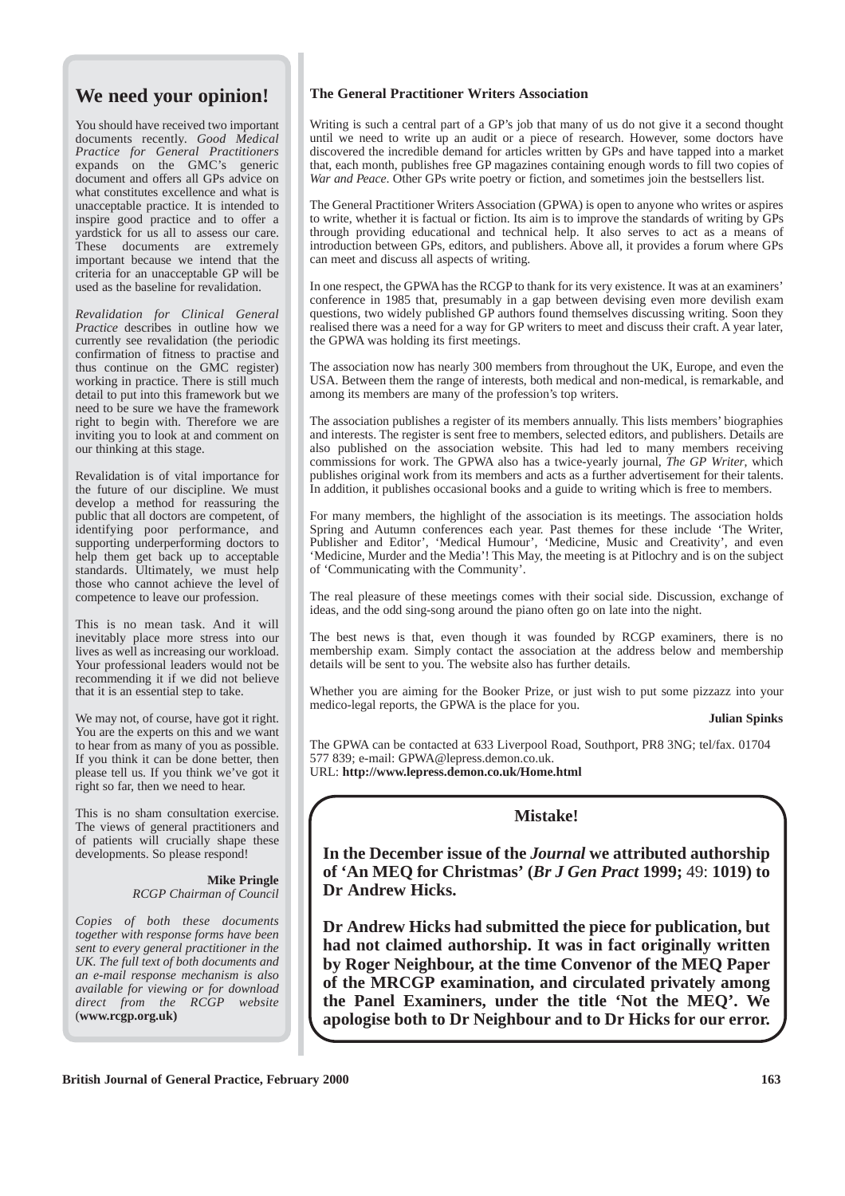## We need your opinion!

You should have received two important documents recently. *Good Medical Practice for General Practitioners* expands on the GMC's generic document and offers all GPs advice on what constitutes excellence and what is unacceptable practice. It is intended to inspire good practice and to offer a yardstick for us all to assess our care. These documents are extremely important because we intend that the criteria for an unacceptable GP will be used as the baseline for revalidation.

*Revalidation for Clinical General Practice* describes in outline how we currently see revalidation (the periodic confirmation of fitness to practise and thus continue on the GMC register) working in practice. There is still much detail to put into this framework but we need to be sure we have the framework right to begin with. Therefore we are inviting you to look at and comment on our thinking at this stage.

Revalidation is of vital importance for the future of our discipline. We must develop a method for reassuring the public that all doctors are competent, of identifying poor performance, and supporting underperforming doctors to help them get back up to acceptable standards. Ultimately, we must help those who cannot achieve the level of competence to leave our profession.

This is no mean task. And it will inevitably place more stress into our lives as well as increasing our workload. Your professional leaders would not be recommending it if we did not believe that it is an essential step to take.

We may not, of course, have got it right. You are the experts on this and we want to hear from as many of you as possible. If you think it can be done better, then please tell us. If you think we've got it right so far, then we need to hear.

This is no sham consultation exercise. The views of general practitioners and of patients will crucially shape these developments. So please respond!

**Mike Pringle**
*RCGP Chairman of Council*

*Copies of both these documents together with response forms have been sent to every general practitioner in the UK. The full text of both documents and an e-mail response mechanism is also available for viewing or for download direct from the RCGP website* (**www.rcgp.org.uk**)

### The General Practitioner Writers Association

Writing is such a central part of a GP's job that many of us do not give it a second thought until we need to write up an audit or a piece of research. However, some doctors have discovered the incredible demand for articles written by GPs and have tapped into a market that, each month, publishes free GP magazines containing enough words to fill two copies of *War and Peace*. Other GPs write poetry or fiction, and sometimes join the bestsellers list.

The General Practitioner Writers Association (GPWA) is open to anyone who writes or aspires to write, whether it is factual or fiction. Its aim is to improve the standards of writing by GPs through providing educational and technical help. It also serves to act as a means of introduction between GPs, editors, and publishers. Above all, it provides a forum where GPs can meet and discuss all aspects of writing.

In one respect, the GPWA has the RCGP to thank for its very existence. It was at an examiners' conference in 1985 that, presumably in a gap between devising even more devilish exam questions, two widely published GP authors found themselves discussing writing. Soon they realised there was a need for a way for GP writers to meet and discuss their craft. A year later, the GPWA was holding its first meetings.

The association now has nearly 300 members from throughout the UK, Europe, and even the USA. Between them the range of interests, both medical and non-medical, is remarkable, and among its members are many of the profession's top writers.

The association publishes a register of its members annually. This lists members' biographies and interests. The register is sent free to members, selected editors, and publishers. Details are also published on the association website. This had led to many members receiving commissions for work. The GPWA also has a twice-yearly journal, *The GP Writer*, which publishes original work from its members and acts as a further advertisement for their talents. In addition, it publishes occasional books and a guide to writing which is free to members.

For many members, the highlight of the association is its meetings. The association holds Spring and Autumn conferences each year. Past themes for these include 'The Writer, Publisher and Editor', 'Medical Humour', 'Medicine, Music and Creativity', and even 'Medicine, Murder and the Media'! This May, the meeting is at Pitlochry and is on the subject of 'Communicating with the Community'.

The real pleasure of these meetings comes with their social side. Discussion, exchange of ideas, and the odd sing-song around the piano often go on late into the night.

The best news is that, even though it was founded by RCGP examiners, there is no membership exam. Simply contact the association at the address below and membership details will be sent to you. The website also has further details.

Whether you are aiming for the Booker Prize, or just wish to put some pizzazz into your medico-legal reports, the GPWA is the place for you.

**Julian Spinks**

The GPWA can be contacted at 633 Liverpool Road, Southport, PR8 3NG; tel/fax. 01704 577 839; e-mail: GPWA@lepress.demon.co.uk.
URL: **http://www.lepress.demon.co.uk/Home.html**

### Mistake!

**In the December issue of the *Journal* we attributed authorship of 'An MEQ for Christmas' (*Br J Gen Pract* 1999;** 49: **1019) to Dr Andrew Hicks.**

**Dr Andrew Hicks had submitted the piece for publication, but had not claimed authorship. It was in fact originally written by Roger Neighbour, at the time Convenor of the MEQ Paper of the MRCGP examination, and circulated privately among the Panel Examiners, under the title 'Not the MEQ'. We apologise both to Dr Neighbour and to Dr Hicks for our error.**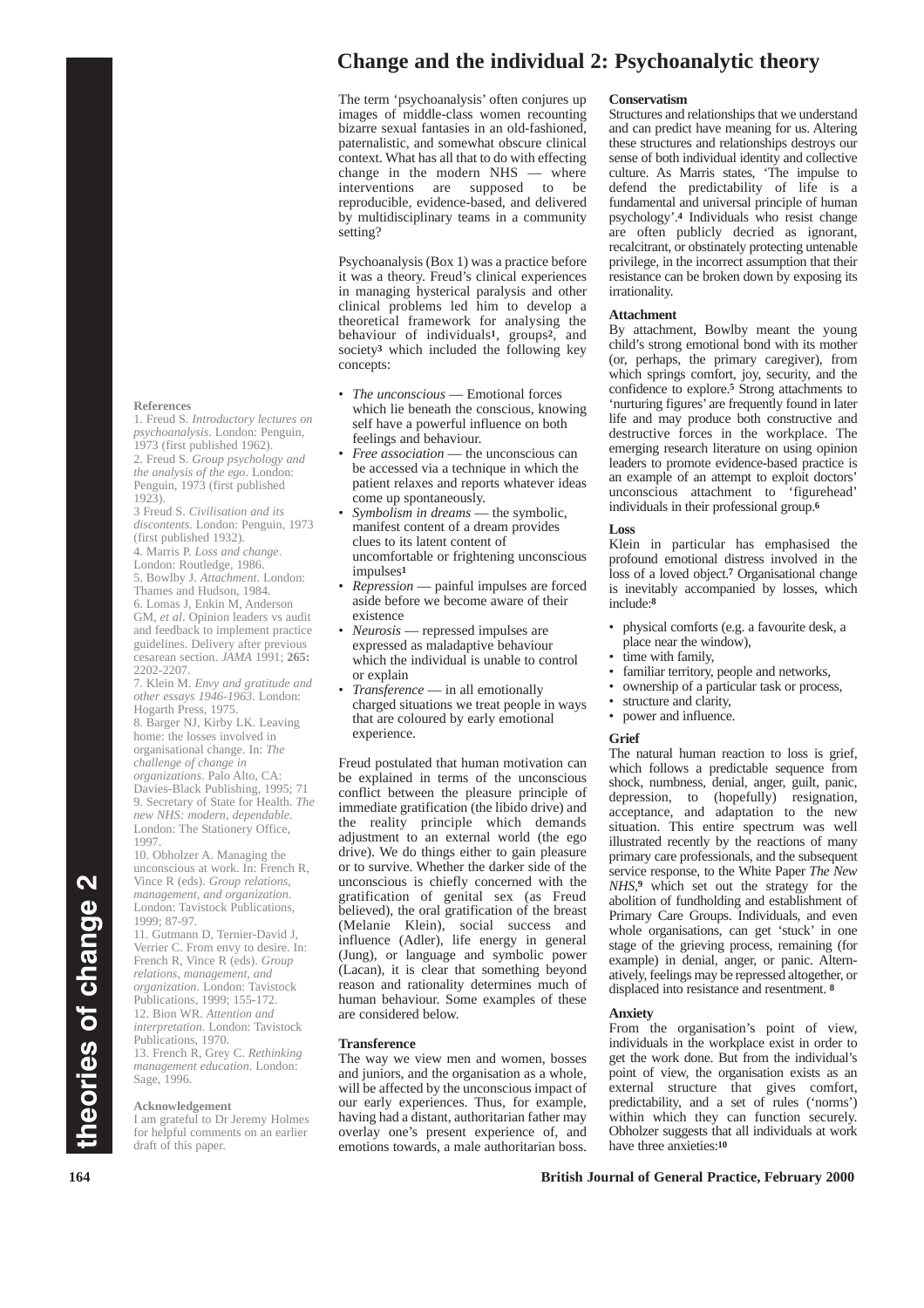# Change and the individual 2: Psychoanalytic theory

The term 'psychoanalysis' often conjures up images of middle-class women recounting bizarre sexual fantasies in an old-fashioned, paternalistic, and somewhat obscure clinical context. What has all that to do with effecting change in the modern NHS — where interventions are supposed to be reproducible, evidence-based, and delivered by multidisciplinary teams in a community setting?

Psychoanalysis (Box 1) was a practice before it was a theory. Freud's clinical experiences in managing hysterical paralysis and other clinical problems led him to develop a theoretical framework for analysing the behaviour of individuals[1], groups[2], and society[3] which included the following key concepts:

- *The unconscious* — Emotional forces which lie beneath the conscious, knowing self have a powerful influence on both feelings and behaviour.
- *Free association* — the unconscious can be accessed via a technique in which the patient relaxes and reports whatever ideas come up spontaneously.
- *Symbolism in dreams* — the symbolic, manifest content of a dream provides clues to its latent content of uncomfortable or frightening unconscious impulses[1]
- *Repression* — painful impulses are forced aside before we become aware of their existence
- *Neurosis* — repressed impulses are expressed as maladaptive behaviour which the individual is unable to control or explain
- *Transference* — in all emotionally charged situations we treat people in ways that are coloured by early emotional experience.

Freud postulated that human motivation can be explained in terms of the unconscious conflict between the pleasure principle of immediate gratification (the libido drive) and the reality principle which demands adjustment to an external world (the ego drive). We do things either to gain pleasure or to survive. Whether the darker side of the unconscious is chiefly concerned with the gratification of genital sex (as Freud believed), the oral gratification of the breast (Melanie Klein), social success and influence (Adler), life energy in general (Jung), or language and symbolic power (Lacan), it is clear that something beyond reason and rationality determines much of human behaviour. Some examples of these are considered below.

**Transference**

The way we view men and women, bosses and juniors, and the organisation as a whole, will be affected by the unconscious impact of our early experiences. Thus, for example, having had a distant, authoritarian father may overlay one's present experience of, and emotions towards, a male authoritarian boss.

**Conservatism**

Structures and relationships that we understand and can predict have meaning for us. Altering these structures and relationships destroys our sense of both individual identity and collective culture. As Marris states, 'The impulse to defend the predictability of life is a fundamental and universal principle of human psychology'.[4] Individuals who resist change are often publicly decried as ignorant, recalcitrant, or obstinately protecting untenable privilege, in the incorrect assumption that their resistance can be broken down by exposing its irrationality.

**Attachment**

By attachment, Bowlby meant the young child's strong emotional bond with its mother (or, perhaps, the primary caregiver), from which springs comfort, joy, security, and the confidence to explore.[5] Strong attachments to 'nurturing figures' are frequently found in later life and may produce both constructive and destructive forces in the workplace. The emerging research literature on using opinion leaders to promote evidence-based practice is an example of an attempt to exploit doctors' unconscious attachment to 'figurehead' individuals in their professional group.[6]

**Loss**

Klein in particular has emphasised the profound emotional distress involved in the loss of a loved object.[7] Organisational change is inevitably accompanied by losses, which include:[8]

- physical comforts (e.g. a favourite desk, a place near the window),
- time with family,
- familiar territory, people and networks,
- ownership of a particular task or process,
- structure and clarity,
- power and influence.

**Grief**

The natural human reaction to loss is grief, which follows a predictable sequence from shock, numbness, denial, anger, guilt, panic, depression, to (hopefully) resignation, acceptance, and adaptation to the new situation. This entire spectrum was well illustrated recently by the reactions of many primary care professionals, and the subsequent service response, to the White Paper *The New NHS*,[9] which set out the strategy for the abolition of fundholding and establishment of Primary Care Groups. Individuals, and even whole organisations, can get 'stuck' in one stage of the grieving process, remaining (for example) in denial, anger, or panic. Alternatively, feelings may be repressed altogether, or displaced into resistance and resentment. [8]

**Anxiety**

From the organisation's point of view, individuals in the workplace exist in order to get the work done. But from the individual's point of view, the organisation exists as an external structure that gives comfort, predictability, and a set of rules ('norms') within which they can function securely. Obholzer suggests that all individuals at work have three anxieties:[10]

**References**

1. Freud S. *Introductory lectures on psychoanalysis*. London: Penguin, 1973 (first published 1962).
2. Freud S. *Group psychology and the analysis of the ego*. London: Penguin, 1973 (first published 1923).
3. Freud S. *Civilisation and its discontents*. London: Penguin, 1973 (first published 1932).
4. Marris P. *Loss and change*. London: Routledge, 1986.
5. Bowlby J. *Attachment*. London: Thames and Hudson, 1984.
6. Lomas J, Enkin M, Anderson GM, *et al*. Opinion leaders vs audit and feedback to implement practice guidelines. Delivery after previous cesarean section. *JAMA* 1991; **265:** 2202-2207.
7. Klein M. *Envy and gratitude and other essays 1946-1963*. London: Hogarth Press, 1975.
8. Barger NJ, Kirby LK. Leaving home: the losses involved in organisational change. In: *The challenge of change in organizations*. Palo Alto, CA: Davies-Black Publishing, 1995; 71
9. Secretary of State for Health. *The new NHS: modern, dependable*. London: The Stationery Office, 1997.
10. Obholzer A. Managing the unconscious at work. In: French R, Vince R (eds). *Group relations, management, and organization*. London: Tavistock Publications, 1999; 87-97.
11. Gutmann D, Ternier-David J, Verrier C. From envy to desire. In: French R, Vince R (eds). *Group relations, management, and organization*. London: Tavistock Publications, 1999; 155-172.
12. Bion WR. *Attention and interpretation*. London: Tavistock Publications, 1970.
13. French R, Grey C. *Rethinking management education*. London: Sage, 1996.

**Acknowledgement**

I am grateful to Dr Jeremy Holmes for helpful comments on an earlier draft of this paper.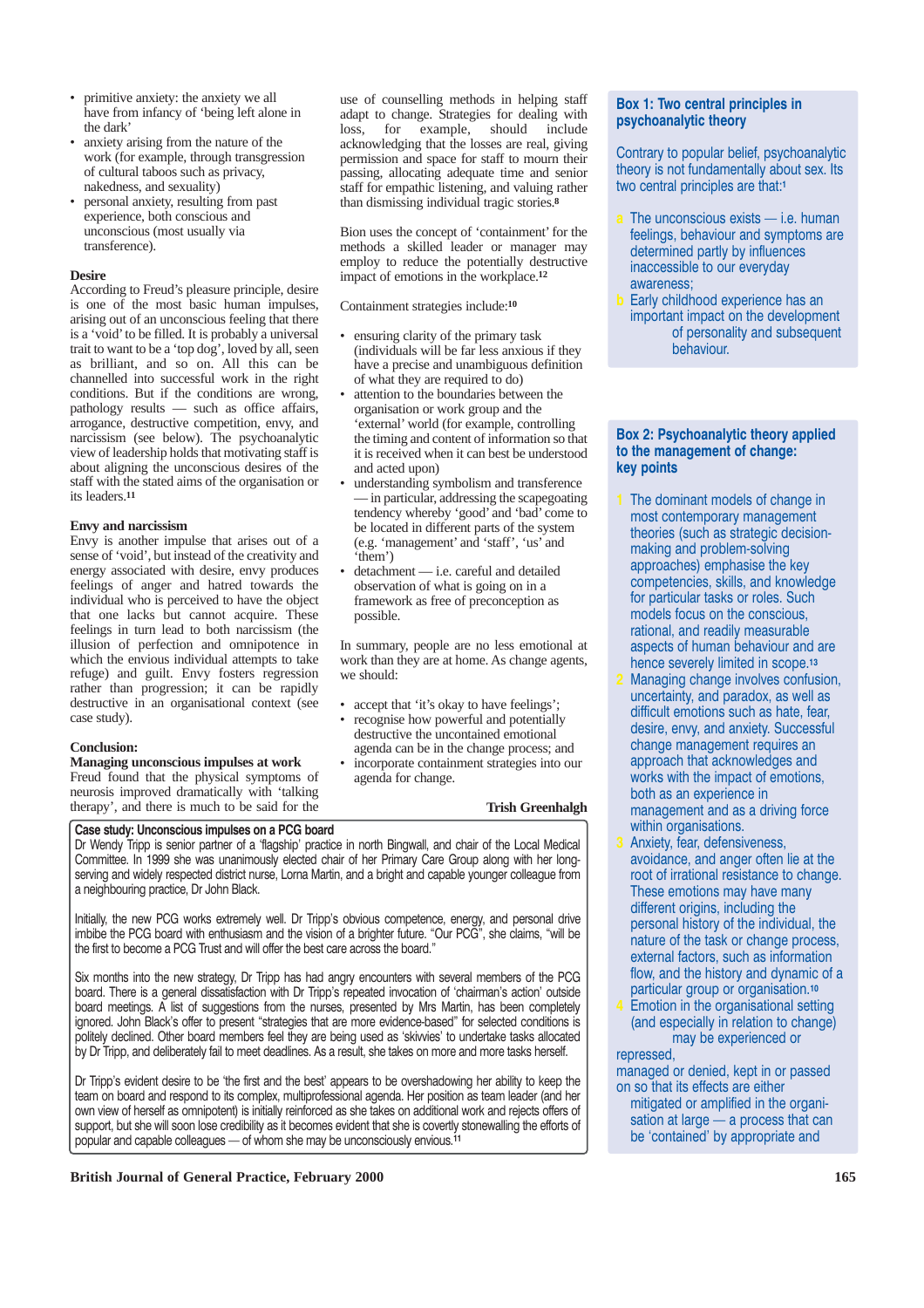- primitive anxiety: the anxiety we all have from infancy of 'being left alone in the dark'
- anxiety arising from the nature of the work (for example, through transgression of cultural taboos such as privacy, nakedness, and sexuality)
- personal anxiety, resulting from past experience, both conscious and unconscious (most usually via transference).

**Desire**

According to Freud's pleasure principle, desire is one of the most basic human impulses, arising out of an unconscious feeling that there is a 'void' to be filled. It is probably a universal trait to want to be a 'top dog', loved by all, seen as brilliant, and so on. All this can be channelled into successful work in the right conditions. But if the conditions are wrong, pathology results — such as office affairs, arrogance, destructive competition, envy, and narcissism (see below). The psychoanalytic view of leadership holds that motivating staff is about aligning the unconscious desires of the staff with the stated aims of the organisation or its leaders.[11]

**Envy and narcissism**

Envy is another impulse that arises out of a sense of 'void', but instead of the creativity and energy associated with desire, envy produces feelings of anger and hatred towards the individual who is perceived to have the object that one lacks but cannot acquire. These feelings in turn lead to both narcissism (the illusion of perfection and omnipotence in which the envious individual attempts to take refuge) and guilt. Envy fosters regression rather than progression; it can be rapidly destructive in an organisational context (see case study).

**Conclusion:**
**Managing unconscious impulses at work**

Freud found that the physical symptoms of neurosis improved dramatically with 'talking therapy', and there is much to be said for the use of counselling methods in helping staff adapt to change. Strategies for dealing with loss, for example, should include acknowledging that the losses are real, giving permission and space for staff to mourn their passing, allocating adequate time and senior staff for empathic listening, and valuing rather than dismissing individual tragic stories.[8]

Bion uses the concept of 'containment' for the methods a skilled leader or manager may employ to reduce the potentially destructive impact of emotions in the workplace.[12]

Containment strategies include:[10]

- ensuring clarity of the primary task (individuals will be far less anxious if they have a precise and unambiguous definition of what they are required to do)
- attention to the boundaries between the organisation or work group and the 'external' world (for example, controlling the timing and content of information so that it is received when it can best be understood and acted upon)
- understanding symbolism and transference — in particular, addressing the scapegoating tendency whereby 'good' and 'bad' come to be located in different parts of the system (e.g. 'management' and 'staff', 'us' and 'them')
- detachment — i.e. careful and detailed observation of what is going on in a framework as free of preconception as possible.

In summary, people are no less emotional at work than they are at home. As change agents, we should:

- accept that 'it's okay to have feelings';
- recognise how powerful and potentially destructive the uncontained emotional agenda can be in the change process; and
- incorporate containment strategies into our agenda for change.

**Trish Greenhalgh**

**Case study: Unconscious impulses on a PCG board**

Dr Wendy Tripp is senior partner of a 'flagship' practice in north Bingwall, and chair of the Local Medical Committee. In 1999 she was unanimously elected chair of her Primary Care Group along with her long-serving and widely respected district nurse, Lorna Martin, and a bright and capable younger colleague from a neighbouring practice, Dr John Black.

Initially, the new PCG works extremely well. Dr Tripp's obvious competence, energy, and personal drive imbibe the PCG board with enthusiasm and the vision of a brighter future. "Our PCG", she claims, "will be the first to become a PCG Trust and will offer the best care across the board."

Six months into the new strategy, Dr Tripp has had angry encounters with several members of the PCG board. There is a general dissatisfaction with Dr Tripp's repeated invocation of 'chairman's action' outside board meetings. A list of suggestions from the nurses, presented by Mrs Martin, has been completely ignored. John Black's offer to present "strategies that are more evidence-based" for selected conditions is politely declined. Other board members feel they are being used as 'skivvies' to undertake tasks allocated by Dr Tripp, and deliberately fail to meet deadlines. As a result, she takes on more and more tasks herself.

Dr Tripp's evident desire to be 'the first and the best' appears to be overshadowing her ability to keep the team on board and respond to its complex, multiprofessional agenda. Her position as team leader (and her own view of herself as omnipotent) is initially reinforced as she takes on additional work and rejects offers of support, but she will soon lose credibility as it becomes evident that she is covertly stonewalling the efforts of popular and capable colleagues — of whom she may be unconsciously envious.[11]

**Box 1: Two central principles in psychoanalytic theory**

Contrary to popular belief, psychoanalytic theory is not fundamentally about sex. Its two central principles are that:[1]

a. The unconscious exists — i.e. human feelings, behaviour and symptoms are determined partly by influences inaccessible to our everyday awareness;
b. Early childhood experience has an important impact on the development of personality and subsequent behaviour.

**Box 2: Psychoanalytic theory applied to the management of change: key points**

1. The dominant models of change in most contemporary management theories (such as strategic decision-making and problem-solving approaches) emphasise the key competencies, skills, and knowledge for particular tasks or roles. Such models focus on the conscious, rational, and readily measurable aspects of human behaviour and are hence severely limited in scope.[13]
2. Managing change involves confusion, uncertainty, and paradox, as well as difficult emotions such as hate, fear, desire, envy, and anxiety. Successful change management requires an approach that acknowledges and works with the impact of emotions, both as an experience in management and as a driving force within organisations.
3. Anxiety, fear, defensiveness, avoidance, and anger often lie at the root of irrational resistance to change. These emotions may have many different origins, including the personal history of the individual, the nature of the task or change process, external factors, such as information flow, and the history and dynamic of a particular group or organisation.[10]
4. Emotion in the organisational setting (and especially in relation to change) may be experienced or repressed, managed or denied, kept in or passed on so that its effects are either mitigated or amplified in the organisation at large — a process that can be 'contained' by appropriate and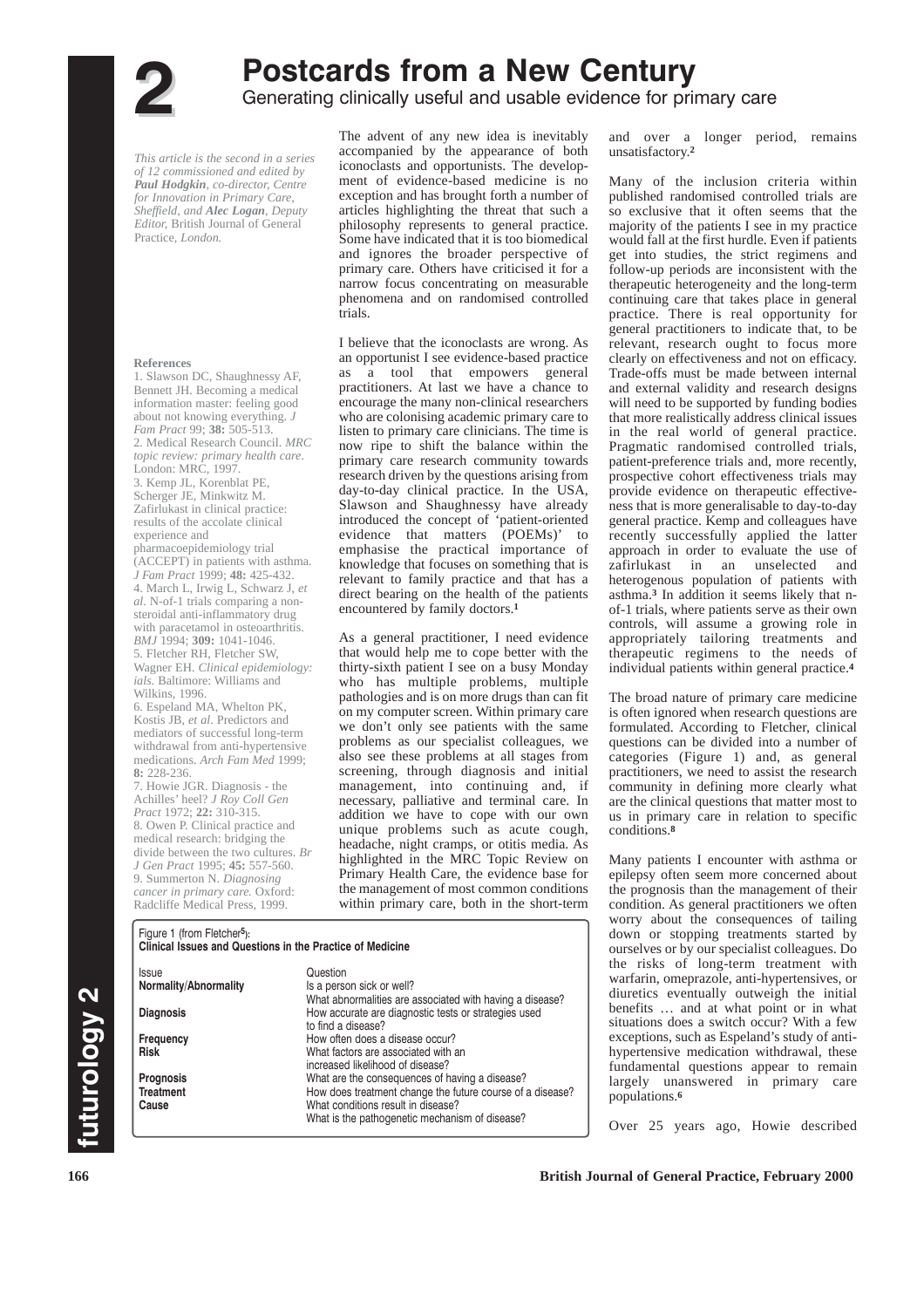# 2

# Postcards from a New Century

## Generating clinically useful and usable evidence for primary care

*This article is the second in a series of 12 commissioned and edited by* ***Paul Hodgkin****, co-director, Centre for Innovation in Primary Care, Sheffield, and* ***Alec Logan****, Deputy Editor,* British Journal of General Practice*, London.*

The advent of any new idea is inevitably accompanied by the appearance of both iconoclasts and opportunists. The development of evidence-based medicine is no exception and has brought forth a number of articles highlighting the threat that such a philosophy represents to general practice. Some have indicated that it is too biomedical and ignores the broader perspective of primary care. Others have criticised it for a narrow focus concentrating on measurable phenomena and on randomised controlled trials.

I believe that the iconoclasts are wrong. As an opportunist I see evidence-based practice as a tool that empowers general practitioners. At last we have a chance to encourage the many non-clinical researchers who are colonising academic primary care to listen to primary care clinicians. The time is now ripe to shift the balance within the primary care research community towards research driven by the questions arising from day-to-day clinical practice. In the USA, Slawson and Shaughnessy have already introduced the concept of 'patient-oriented evidence that matters (POEMs)' to emphasise the practical importance of knowledge that focuses on something that is relevant to family practice and that has a direct bearing on the health of the patients encountered by family doctors.[1]

As a general practitioner, I need evidence that would help me to cope better with the thirty-sixth patient I see on a busy Monday who has multiple problems, multiple pathologies and is on more drugs than can fit on my computer screen. Within primary care we don't only see patients with the same problems as our specialist colleagues, we also see these problems at all stages from screening, through diagnosis and initial management, into continuing and, if necessary, palliative and terminal care. In addition we have to cope with our own unique problems such as acute cough, headache, night cramps, or otitis media. As highlighted in the MRC Topic Review on Primary Health Care, the evidence base for the management of most common conditions within primary care, both in the short-term and over a longer period, remains unsatisfactory.[2]

Many of the inclusion criteria within published randomised controlled trials are so exclusive that it often seems that the majority of the patients I see in my practice would fall at the first hurdle. Even if patients get into studies, the strict regimens and follow-up periods are inconsistent with the therapeutic heterogeneity and the long-term continuing care that takes place in general practice. There is real opportunity for general practitioners to indicate that, to be relevant, research ought to focus more clearly on effectiveness and not on efficacy. Trade-offs must be made between internal and external validity and research designs will need to be supported by funding bodies that more realistically address clinical issues in the real world of general practice. Pragmatic randomised controlled trials, patient-preference trials and, more recently, prospective cohort effectiveness trials may provide evidence on therapeutic effectiveness that is more generalisable to day-to-day general practice. Kemp and colleagues have recently successfully applied the latter approach in order to evaluate the use of zafirlukast in an unselected and heterogenous population of patients with asthma.[3] In addition it seems likely that n-of-1 trials, where patients serve as their own controls, will assume a growing role in appropriately tailoring treatments and therapeutic regimens to the needs of individual patients within general practice.[4]

The broad nature of primary care medicine is often ignored when research questions are formulated. According to Fletcher, clinical questions can be divided into a number of categories (Figure 1) and, as general practitioners, we need to assist the research community in defining more clearly what are the clinical questions that matter most to us in primary care in relation to specific conditions.[8]

Figure 1 (from Fletcher[5]):
**Clinical Issues and Questions in the Practice of Medicine**

| Issue | Question |
|---|---|
| **Normality/Abnormality** | Is a person sick or well? What abnormalities are associated with having a disease? |
| **Diagnosis** | How accurate are diagnostic tests or strategies used to find a disease? |
| **Frequency** | How often does a disease occur? |
| **Risk** | What factors are associated with an increased likelihood of disease? |
| **Prognosis** | What are the consequences of having a disease? |
| **Treatment** | How does treatment change the future course of a disease? |
| **Cause** | What conditions result in disease? What is the pathogenetic mechanism of disease? |

Many patients I encounter with asthma or epilepsy often seem more concerned about the prognosis than the management of their condition. As general practitioners we often worry about the consequences of tailing down or stopping treatments started by ourselves or by our specialist colleagues. Do the risks of long-term treatment with warfarin, omeprazole, anti-hypertensives, or diuretics eventually outweigh the initial benefits … and at what point or in what situations does a switch occur? With a few exceptions, such as Espeland's study of anti-hypertensive medication withdrawal, these fundamental questions appear to remain largely unanswered in primary care populations.[6]

Over 25 years ago, Howie described

**References**

1. Slawson DC, Shaughnessy AF, Bennett JH. Becoming a medical information master: feeling good about not knowing everything. *J Fam Pract* 99; **38:** 505-513.
2. Medical Research Council. *MRC topic review: primary health care*. London: MRC, 1997.
3. Kemp JL, Korenblat PE, Scherger JE, Minkwitz M. Zafirlukast in clinical practice: results of the accolate clinical experience and pharmacoepidemiology trial (ACCEPT) in patients with asthma. *J Fam Pract* 1999; **48:** 425-432.
4. March L, Irwig L, Schwarz J, *et al*. N-of-1 trials comparing a non-steroidal anti-inflammatory drug with paracetamol in osteoarthritis. *BMJ* 1994; **309:** 1041-1046.
5. Fletcher RH, Fletcher SW, Wagner EH. *Clinical epidemiology: ials.* Baltimore: Williams and Wilkins, 1996.
6. Espeland MA, Whelton PK, Kostis JB, *et al*. Predictors and mediators of successful long-term withdrawal from anti-hypertensive medications. *Arch Fam Med* 1999; **8:** 228-236.
7. Howie JGR. Diagnosis - the Achilles' heel? *J Roy Coll Gen Pract* 1972; **22:** 310-315.
8. Owen P. Clinical practice and medical research: bridging the divide between the two cultures. *Br J Gen Pract* 1995; **45:** 557-560.
9. Summerton N. *Diagnosing cancer in primary care.* Oxford: Radcliffe Medical Press, 1999.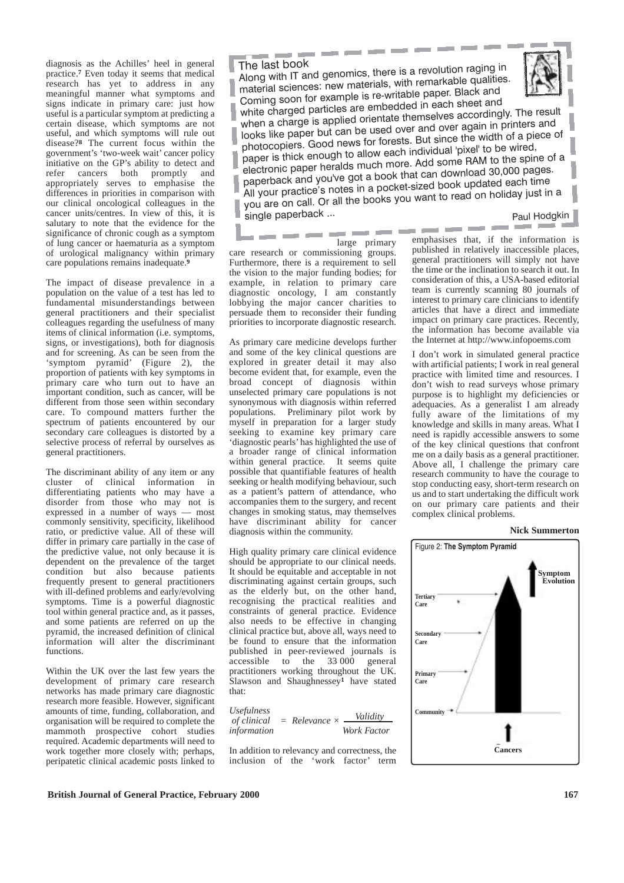diagnosis as the Achilles' heel in general practice.[7] Even today it seems that medical research has yet to address in any meaningful manner what symptoms and signs indicate in primary care: just how useful is a particular symptom at predicting a certain disease, which symptoms are not useful, and which symptoms will rule out disease?[8] The current focus within the government's 'two-week wait' cancer policy initiative on the GP's ability to detect and refer cancers both promptly and appropriately serves to emphasise the differences in priorities in comparison with our clinical oncological colleagues in the cancer units/centres. In view of this, it is salutary to note that the evidence for the significance of chronic cough as a symptom of lung cancer or haematuria as a symptom of urological malignancy within primary care populations remains inadequate.[9]

The impact of disease prevalence in a population on the value of a test has led to fundamental misunderstandings between general practitioners and their specialist colleagues regarding the usefulness of many items of clinical information (i.e. symptoms, signs, or investigations), both for diagnosis and for screening. As can be seen from the 'symptom pyramid' (Figure 2), the proportion of patients with key symptoms in primary care who turn out to have an important condition, such as cancer, will be different from those seen within secondary care. To compound matters further the spectrum of patients encountered by our secondary care colleagues is distorted by a selective process of referral by ourselves as general practitioners.

The discriminant ability of any item or any cluster of clinical information in differentiating patients who may have a disorder from those who may not is expressed in a number of ways — most commonly sensitivity, specificity, likelihood ratio, or predictive value. All of these will differ in primary care partially in the case of the predictive value, not only because it is dependent on the prevalence of the target condition but also because patients frequently present to general practitioners with ill-defined problems and early/evolving symptoms. Time is a powerful diagnostic tool within general practice and, as it passes, and some patients are referred on up the pyramid, the increased definition of clinical information will alter the discriminant functions.

Within the UK over the last few years the development of primary care research networks has made primary care diagnostic research more feasible. However, significant amounts of time, funding, collaboration, and organisation will be required to complete the mammoth prospective cohort studies required. Academic departments will need to work together more closely with; perhaps, peripatetic clinical academic posts linked to large primary care research or commissioning groups. Furthermore, there is a requirement to sell the vision to the major funding bodies; for example, in relation to primary care diagnostic oncology, I am constantly lobbying the major cancer charities to persuade them to reconsider their funding priorities to incorporate diagnostic research.

As primary care medicine develops further and some of the key clinical questions are explored in greater detail it may also become evident that, for example, even the broad concept of diagnosis within unselected primary care populations is not synonymous with diagnosis within referred populations. Preliminary pilot work by myself in preparation for a larger study seeking to examine key primary care 'diagnostic pearls' has highlighted the use of a broader range of clinical information within general practice. It seems quite possible that quantifiable features of health seeking or health modifying behaviour, such as a patient's pattern of attendance, who accompanies them to the surgery, and recent changes in smoking status, may themselves have discriminant ability for cancer diagnosis within the community.

High quality primary care clinical evidence should be appropriate to our clinical needs. It should be equitable and acceptable in not discriminating against certain groups, such as the elderly but, on the other hand, recognising the practical realities and constraints of general practice. Evidence also needs to be effective in changing clinical practice but, above all, ways need to be found to ensure that the information published in peer-reviewed journals is accessible to the 33 000 general practitioners working throughout the UK. Slawson and Shaughnessey[1] have stated that:

$$\text{Usefulness of clinical information} = \text{Relevance} \times \frac{\text{Validity}}{\text{Work Factor}}$$

In addition to relevancy and correctness, the inclusion of the 'work factor' term emphasises that, if the information is published in relatively inaccessible places, general practitioners will simply not have the time or the inclination to search it out. In consideration of this, a USA-based editorial team is currently scanning 80 journals of interest to primary care clinicians to identify articles that have a direct and immediate impact on primary care practices. Recently, the information has become available via the Internet at http://www.infopoems.com

I don't work in simulated general practice with artificial patients; I work in real general practice with limited time and resources. I don't wish to read surveys whose primary purpose is to highlight my deficiencies or adequacies. As a generalist I am already fully aware of the limitations of my knowledge and skills in many areas. What I need is rapidly accessible answers to some of the key clinical questions that confront me on a daily basis as a general practitioner. Above all, I challenge the primary care research community to have the courage to stop conducting easy, short-term research on us and to start undertaking the difficult work on our primary care patients and their complex clinical problems.

**Nick Summerton**

Figure 2: **The Symptom Pyramid**

Symptom Evolution; Tertiary Care; Secondary Care; Primary Care; Community; Cancers

---

### The last book

Along with IT and genomics, there is a revolution raging in material sciences: new materials, with remarkable qualities. Coming soon for example is re-writable paper. Black and white charged particles are embedded in each sheet and when a charge is applied orientate themselves accordingly. The result looks like paper but can be used over and over again in printers and photocopiers. Good news for forests. But since the width of a piece of paper is thick enough to allow each individual 'pixel' to be wired, electronic paper heralds much more. Add some RAM to the spine of a paperback and you've got a book that can download 30,000 pages. All your practice's notes in a pocket-sized book updated each time you are on call. Or all the books you want to read on holiday just in a single paperback ...

Paul Hodgkin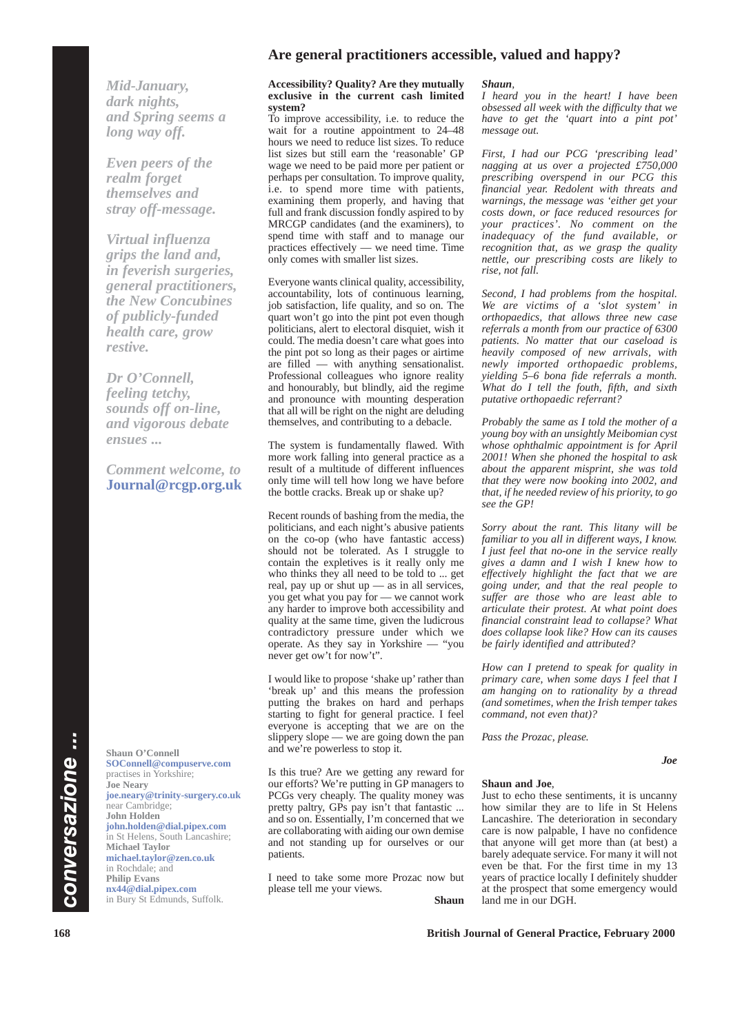# Are general practitioners accessible, valued and happy?

*Mid-January, dark nights, and Spring seems a long way off.*

*Even peers of the realm forget themselves and stray off-message.*

*Virtual influenza grips the land and, in feverish surgeries, general practitioners, the New Concubines of publicly-funded health care, grow restive.*

*Dr O'Connell, feeling tetchy, sounds off on-line, and vigorous debate ensues ...*

*Comment welcome, to* **Journal@rcgp.org.uk**

**Accessibility? Quality? Are they mutually exclusive in the current cash limited system?**

To improve accessibility, i.e. to reduce the wait for a routine appointment to 24–48 hours we need to reduce list sizes. To reduce list sizes but still earn the 'reasonable' GP wage we need to be paid more per patient or perhaps per consultation. To improve quality, i.e. to spend more time with patients, examining them properly, and having that full and frank discussion fondly aspired to by MRCGP candidates (and the examiners), to spend time with staff and to manage our practices effectively — we need time. Time only comes with smaller list sizes.

Everyone wants clinical quality, accessibility, accountability, lots of continuous learning, job satisfaction, life quality, and so on. The quart won't go into the pint pot even though politicians, alert to electoral disquiet, wish it could. The media doesn't care what goes into the pint pot so long as their pages or airtime are filled — with anything sensationalist. Professional colleagues who ignore reality and honourably, but blindly, aid the regime and pronounce with mounting desperation that all will be right on the night are deluding themselves, and contributing to a debacle.

The system is fundamentally flawed. With more work falling into general practice as a result of a multitude of different influences only time will tell how long we have before the bottle cracks. Break up or shake up?

Recent rounds of bashing from the media, the politicians, and each night's abusive patients on the co-op (who have fantastic access) should not be tolerated. As I struggle to contain the expletives is it really only me who thinks they all need to be told to ... get real, pay up or shut up — as in all services, you get what you pay for — we cannot work any harder to improve both accessibility and quality at the same time, given the ludicrous contradictory pressure under which we operate. As they say in Yorkshire — "you never get ow't for now't".

I would like to propose 'shake up' rather than 'break up' and this means the profession putting the brakes on hard and perhaps starting to fight for general practice. I feel everyone is accepting that we are on the slippery slope — we are going down the pan and we're powerless to stop it.

Is this true? Are we getting any reward for our efforts? We're putting in GP managers to PCGs very cheaply. The quality money was pretty paltry, GPs pay isn't that fantastic ... and so on. Essentially, I'm concerned that we are collaborating with aiding our own demise and not standing up for ourselves or our patients.

I need to take some more Prozac now but please tell me your views.

**Shaun**

***Shaun***,

*I heard you in the heart! I have been obsessed all week with the difficulty that we have to get the 'quart into a pint pot' message out.*

*First, I had our PCG 'prescribing lead' nagging at us over a projected £750,000 prescribing overspend in our PCG this financial year. Redolent with threats and warnings, the message was 'either get your costs down, or face reduced resources for your practices'. No comment on the inadequacy of the fund available, or recognition that, as we grasp the quality nettle, our prescribing costs are likely to rise, not fall.*

*Second, I had problems from the hospital. We are victims of a 'slot system' in orthopaedics, that allows three new case referrals a month from our practice of 6300 patients. No matter that our caseload is heavily composed of new arrivals, with newly imported orthopaedic problems, yielding 5–6 bona fide referrals a month. What do I tell the fouth, fifth, and sixth putative orthopaedic referrant?*

*Probably the same as I told the mother of a young boy with an unsightly Meibomian cyst whose ophthalmic appointment is for April 2001! When she phoned the hospital to ask about the apparent misprint, she was told that they were now booking into 2002, and that, if he needed review of his priority, to go see the GP!*

*Sorry about the rant. This litany will be familiar to you all in different ways, I know. I just feel that no-one in the service really gives a damn and I wish I knew how to effectively highlight the fact that we are going under, and that the real people to suffer are those who are least able to articulate their protest. At what point does financial constraint lead to collapse? What does collapse look like? How can its causes be fairly identified and attributed?*

*How can I pretend to speak for quality in primary care, when some days I feel that I am hanging on to rationality by a thread (and sometimes, when the Irish temper takes command, not even that)?*

*Pass the Prozac, please.*

***Joe***

**Shaun and Joe**,

Just to echo these sentiments, it is uncanny how similar they are to life in St Helens Lancashire. The deterioration in secondary care is now palpable, I have no confidence that anyone will get more than (at best) a barely adequate service. For many it will not even be that. For the first time in my 13 years of practice locally I definitely shudder at the prospect that some emergency would land me in our DGH.

**Shaun O'Connell**
**SOConnell@compuserve.com**
practises in Yorkshire;
**Joe Neary**
**joe.neary@trinity-surgery.co.uk**
near Cambridge;
**John Holden**
**john.holden@dial.pipex.com**
in St Helens, South Lancashire;
**Michael Taylor**
**michael.taylor@zen.co.uk**
in Rochdale; and
**Philip Evans**
**nx44@dial.pipex.com**
in Bury St Edmunds, Suffolk.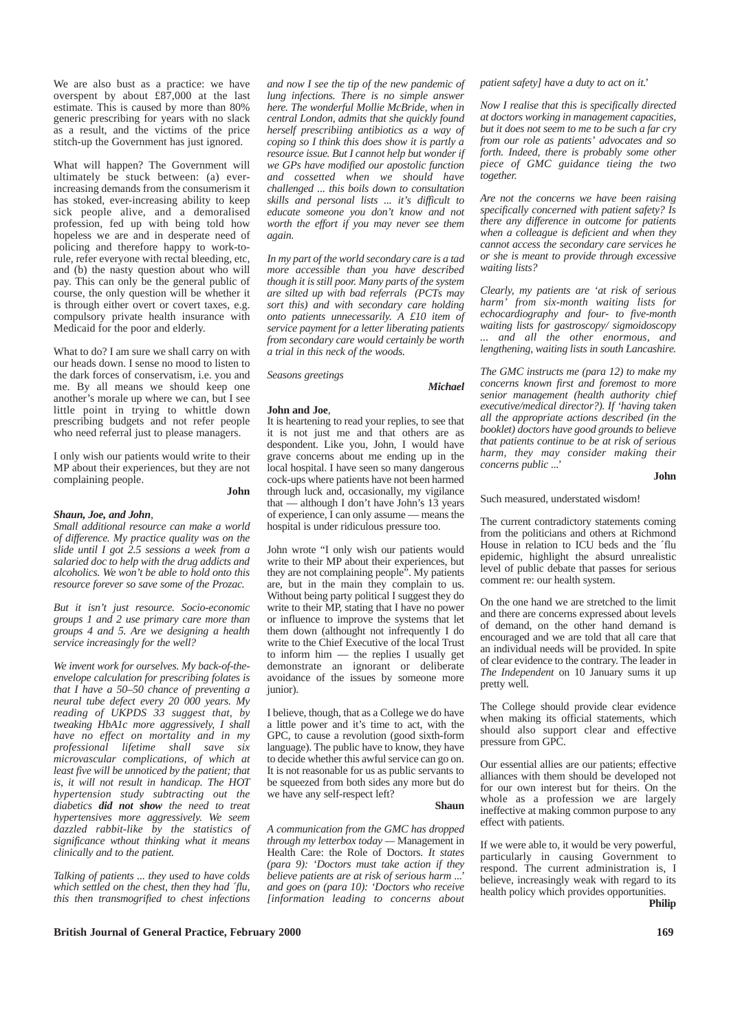We are also bust as a practice: we have overspent by about £87,000 at the last estimate. This is caused by more than 80% generic prescribing for years with no slack as a result, and the victims of the price stitch-up the Government has just ignored.

What will happen? The Government will ultimately be stuck between: (a) ever-increasing demands from the consumerism it has stoked, ever-increasing ability to keep sick people alive, and a demoralised profession, fed up with being told how hopeless we are and in desperate need of policing and therefore happy to work-to-rule, refer everyone with rectal bleeding, etc, and (b) the nasty question about who will pay. This can only be the general public of course, the only question will be whether it is through either overt or covert taxes, e.g. compulsory private health insurance with Medicaid for the poor and elderly.

What to do? I am sure we shall carry on with our heads down. I sense no mood to listen to the dark forces of conservatism, i.e. you and me. By all means we should keep one another's morale up where we can, but I see little point in trying to whittle down prescribing budgets and not refer people who need referral just to please managers.

I only wish our patients would write to their MP about their experiences, but they are not complaining people.

**John**

***Shaun, Joe, and John***,

*Small additional resource can make a world of difference. My practice quality was on the slide until I got 2.5 sessions a week from a salaried doc to help with the drug addicts and alcoholics. We won't be able to hold onto this resource forever so save some of the Prozac.*

*But it isn't just resource. Socio-economic groups 1 and 2 use primary care more than groups 4 and 5. Are we designing a health service increasingly for the well?*

*We invent work for ourselves. My back-of-the-envelope calculation for prescribing folates is that I have a 50–50 chance of preventing a neural tube defect every 20 000 years. My reading of UKPDS 33 suggest that, by tweaking HbA1c more aggressively, I shall have no effect on mortality and in my professional lifetime shall save six microvascular complications, of which at least five will be unnoticed by the patient; that is, it will not result in handicap. The HOT hypertension study subtracting out the diabetics* ***did not show*** *the need to treat hypertensives more aggressively. We seem dazzled rabbit-like by the statistics of significance wthout thinking what it means clinically and to the patient.*

*Talking of patients ... they used to have colds which settled on the chest, then they had ´flu, this then transmogrified to chest infections and now I see the tip of the new pandemic of lung infections. There is no simple answer here. The wonderful Mollie McBride, when in central London, admits that she quickly found herself prescribiing antibiotics as a way of coping so I think this does show it is partly a resource issue. But I cannot help but wonder if we GPs have modified our apostolic function and cossetted when we should have challenged ... this boils down to consultation skills and personal lists ... it's difficult to educate someone you don't know and not worth the effort if you may never see them again.*

*In my part of the world secondary care is a tad more accessible than you have described though it is still poor. Many parts of the system are silted up with bad referrals (PCTs may sort this) and with secondary care holding onto patients unnecessarily. A £10 item of service payment for a letter liberating patients from secondary care would certainly be worth a trial in this neck of the woods.*

*Seasons greetings*

***Michael***

**John and Joe**,

It is heartening to read your replies, to see that it is not just me and that others are as despondent. Like you, John, I would have grave concerns about me ending up in the local hospital. I have seen so many dangerous cock-ups where patients have not been harmed through luck and, occasionally, my vigilance that — although I don't have John's 13 years of experience, I can only assume — means the hospital is under ridiculous pressure too.

John wrote "I only wish our patients would write to their MP about their experiences, but they are not complaining people". My patients are, but in the main they complain to us. Without being party political I suggest they do write to their MP, stating that I have no power or influence to improve the systems that let them down (althought not infrequently I do write to the Chief Executive of the local Trust to inform him — the replies I usually get demonstrate an ignorant or deliberate avoidance of the issues by someone more junior).

I believe, though, that as a College we do have a little power and it's time to act, with the GPC, to cause a revolution (good sixth-form language). The public have to know, they have to decide whether this awful service can go on. It is not reasonable for us as public servants to be squeezed from both sides any more but do we have any self-respect left?

**Shaun**

*A communication from the GMC has dropped through my letterbox today —* Management in Health Care: the Role of Doctors. *It states (para 9): 'Doctors must take action if they believe patients are at risk of serious harm ...' and goes on (para 10): 'Doctors who receive [information leading to concerns about patient safety] have a duty to act on it.'*

*Now I realise that this is specifically directed at doctors working in management capacities, but it does not seem to me to be such a far cry from our role as patients' advocates and so forth. Indeed, there is probably some other piece of GMC guidance tieing the two together.*

*Are not the concerns we have been raising specifically concerned with patient safety? Is there any difference in outcome for patients when a colleague is deficient and when they cannot access the secondary care services he or she is meant to provide through excessive waiting lists?*

*Clearly, my patients are 'at risk of serious harm' from six-month waiting lists for echocardiography and four- to five-month waiting lists for gastroscopy/ sigmoidoscopy ... and all the other enormous, and lengthening, waiting lists in south Lancashire.*

*The GMC instructs me (para 12) to make my concerns known first and foremost to more senior management (health authority chief executive/medical director?). If 'having taken all the appropriate actions described (in the booklet) doctors have good grounds to believe that patients continue to be at risk of serious harm, they may consider making their concerns public ...'*

**John**

Such measured, understated wisdom!

The current contradictory statements coming from the politicians and others at Richmond House in relation to ICU beds and the ´flu epidemic, highlight the absurd unrealistic level of public debate that passes for serious comment re: our health system.

On the one hand we are stretched to the limit and there are concerns expressed about levels of demand, on the other hand demand is encouraged and we are told that all care that an individual needs will be provided. In spite of clear evidence to the contrary. The leader in *The Independent* on 10 January sums it up pretty well.

The College should provide clear evidence when making its official statements, which should also support clear and effective pressure from GPC.

Our essential allies are our patients; effective alliances with them should be developed not for our own interest but for theirs. On the whole as a profession we are largely ineffective at making common purpose to any effect with patients.

If we were able to, it would be very powerful, particularly in causing Government to respond. The current administration is, I believe, increasingly weak with regard to its health policy which provides opportunities.

**Philip**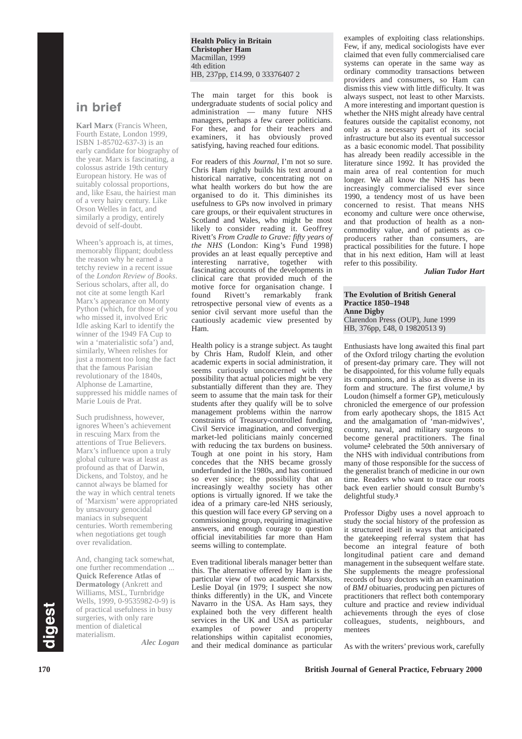## in brief

**Karl Marx** (Francis Wheen, Fourth Estate, London 1999, ISBN 1-85702-637-3) is an early candidate for biography of the year. Marx is fascinating, a colossus astride 19th century European history. He was of suitably colossal proportions, and, like Esau, the hairiest man of a very hairy century. Like Orson Welles in fact, and similarly a prodigy, entirely devoid of self-doubt.

Wheen's approach is, at times, memorably flippant; doubtless the reason why he earned a tetchy review in a recent issue of the *London Review of Books*. Serious scholars, after all, do not cite at some length Karl Marx's appearance on Monty Python (which, for those of you who missed it, involved Eric Idle asking Karl to identify the winner of the 1949 FA Cup to win a 'materialistic sofa') and, similarly, Wheen relishes for just a moment too long the fact that the famous Parisian revolutionary of the 1840s, Alphonse de Lamartine, suppressed his middle names of Marie Louis de Prat.

Such prudishness, however, ignores Wheen's achievement in rescuing Marx from the attentions of True Believers. Marx's influence upon a truly global culture was at least as profound as that of Darwin, Dickens, and Tolstoy, and he cannot always be blamed for the way in which central tenets of 'Marxism' were appropriated by unsavoury genocidal maniacs in subsequent centuries. Worth remembering when negotiations get tough over revalidation.

And, changing tack somewhat, one further recommendation ... **Quick Reference Atlas of Dermatology** (Ankrett and Williams, MSL, Turnbridge Wells, 1999, 0-9535982-0-9) is of practical usefulness in busy surgeries, with only rare mention of dialetical materialism.

***Alec Logan***

**Health Policy in Britain**
**Christopher Ham**
Macmillan, 1999
4th edition
HB, 237pp, £14.99, 0 33376407 2

The main target for this book is undergraduate students of social policy and administration — many future NHS managers, perhaps a few career politicians. For these, and for their teachers and examiners, it has obviously proved satisfying, having reached four editions.

For readers of this *Journal*, I'm not so sure. Chris Ham rightly builds his text around a historical narrative, concentrating not on what health workers do but how the are organised to do it. This diminishes its usefulness to GPs now involved in primary care groups, or their equivalent structures in Scotland and Wales, who might be most likely to consider reading it. Geoffrey Rivett's *From Cradle to Grave: fifty years of the NHS* (London: King's Fund 1998) provides an at least equally perceptive and interesting narrative, together with fascinating accounts of the developments in clinical care that provided much of the motive force for organisation change. I found Rivett's remarkably frank retrospective personal view of events as a senior civil servant more useful than the cautiously academic view presented by Ham.

Health policy is a strange subject. As taught by Chris Ham, Rudolf Klein, and other academic experts in social administration, it seems curiously unconcerned with the possibility that actual policies might be very substantially different than they are. They seem to assume that the main task for their students after they qualify will be to solve management problems within the narrow constraints of Treasury-controlled funding, Civil Service imagination, and converging market-led politicians mainly concerned with reducing the tax burdens on business. Tough at one point in his story, Ham concedes that the NHS became grossly underfunded in the 1980s, and has continued so ever since; the possibility that an increasingly wealthy society has other options is virtually ignored. If we take the idea of a primary care-led NHS seriously, this question will face every GP serving on a commissioning group, requiring imaginative answers, and enough courage to question official inevitabilities far more than Ham seems willing to contemplate.

Even traditional liberals manager better than this. The alternative offered by Ham is the particular view of two academic Marxists, Leslie Doyal (in 1979; I suspect she now thinks differently) in the UK, and Vincete Navarro in the USA. As Ham says, they explained both the very different health services in the UK and USA as particular examples of power and property relationships within capitalist economies, and their medical dominance as particular examples of exploiting class relationships. Few, if any, medical sociologists have ever claimed that even fully commercialised care systems can operate in the same way as ordinary commodity transactions between providers and consumers, so Ham can dismiss this view with little difficulty. It was always suspect, not least to other Marxists. A more interesting and important question is whether the NHS might already have central features outside the capitalist economy, not only as a necessary part of its social infrastructure but also its eventual successor as a basic economic model. That possibility has already been readily accessible in the literature since 1992. It has provided the main area of real contention for much longer. We all know the NHS has been increasingly commercialised ever since 1990, a tendency most of us have been concerned to resist. That means NHS economy and culture were once otherwise, and that production of health as a non-commodity value, and of patients as co-producers rather than consumers, are practical possibilities for the future. I hope that in his next edition, Ham will at least refer to this possibility.

***Julian Tudor Hart***

**The Evolution of British General Practice 1850–1948**
**Anne Digby**
Clarendon Press (OUP), June 1999
HB, 376pp, £48, 0 19820513 9)

Enthusiasts have long awaited this final part of the Oxford trilogy charting the evolution of present-day primary care. They will not be disappointed, for this volume fully equals its companions, and is also as diverse in its form and structure. The first volume,[1] by Loudon (himself a former GP), meticulously chronicled the emergence of our profession from early apothecary shops, the 1815 Act and the amalgamation of 'man-midwives', country, naval, and military surgeons to become general practitioners. The final volume[2] celebrated the 50th anniversary of the NHS with individual contributions from many of those responsible for the success of the generalist branch of medicine in our own time. Readers who want to trace our roots back even earlier should consult Burnby's delightful study.[3]

Professor Digby uses a novel approach to study the social history of the profession as it structured itself in ways that anticipated the gatekeeping referral system that has become an integral feature of both longitudinal patient care and demand management in the subsequent welfare state. She supplements the meagre professional records of busy doctors with an examination of *BMJ* obituaries, producing pen pictures of practitioners that reflect both contemporary culture and practice and review individual achievements through the eyes of close colleagues, students, neighbours, and mentees

As with the writers' previous work, carefully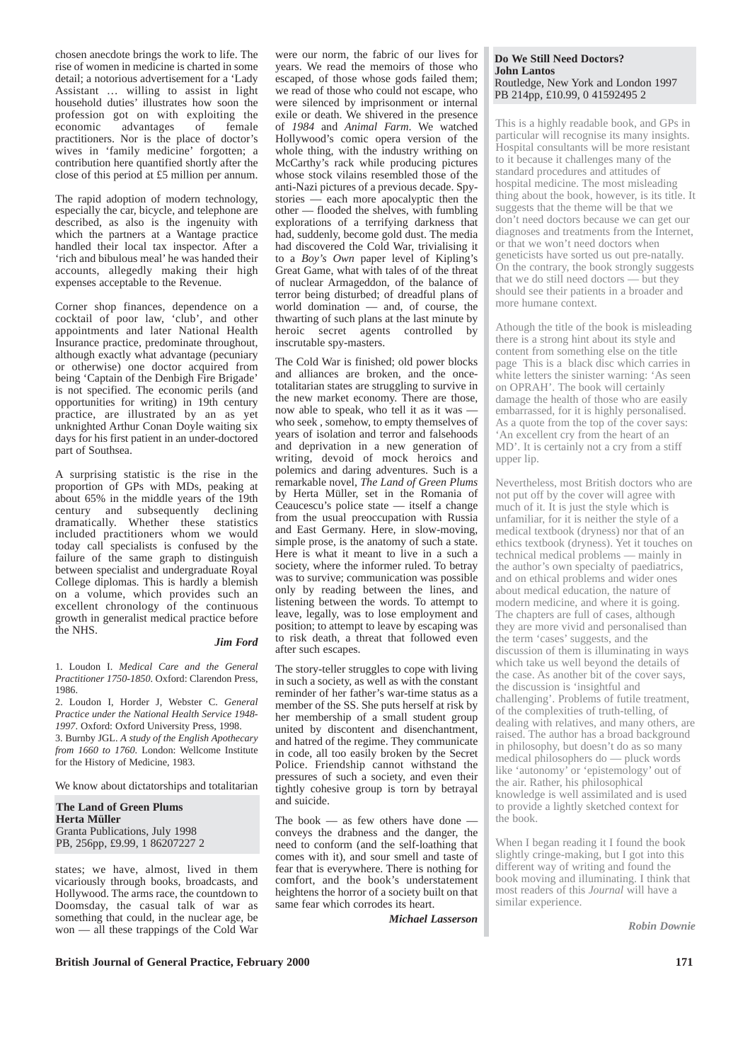chosen anecdote brings the work to life. The rise of women in medicine is charted in some detail; a notorious advertisement for a 'Lady Assistant … willing to assist in light household duties' illustrates how soon the profession got on with exploiting the economic advantages of female practitioners. Nor is the place of doctor's wives in 'family medicine' forgotten; a contribution here quantified shortly after the close of this period at £5 million per annum.

The rapid adoption of modern technology, especially the car, bicycle, and telephone are described, as also is the ingenuity with which the partners at a Wantage practice handled their local tax inspector. After a 'rich and bibulous meal' he was handed their accounts, allegedly making their high expenses acceptable to the Revenue.

Corner shop finances, dependence on a cocktail of poor law, 'club', and other appointments and later National Health Insurance practice, predominate throughout, although exactly what advantage (pecuniary or otherwise) one doctor acquired from being 'Captain of the Denbigh Fire Brigade' is not specified. The economic perils (and opportunities for writing) in 19th century practice, are illustrated by an as yet unknighted Arthur Conan Doyle waiting six days for his first patient in an under-doctored part of Southsea.

A surprising statistic is the rise in the proportion of GPs with MDs, peaking at about 65% in the middle years of the 19th century and subsequently declining dramatically. Whether these statistics included practitioners whom we would today call specialists is confused by the failure of the same graph to distinguish between specialist and undergraduate Royal College diplomas. This is hardly a blemish on a volume, which provides such an excellent chronology of the continuous growth in generalist medical practice before the NHS.

***Jim Ford***

1. Loudon I. *Medical Care and the General Practitioner 1750-1850*. Oxford: Clarendon Press, 1986.
2. Loudon I, Horder J, Webster C. *General Practice under the National Health Service 1948-1997*. Oxford: Oxford University Press, 1998.
3. Burnby JGL. *A study of the English Apothecary from 1660 to 1760*. London: Wellcome Institute for the History of Medicine, 1983.

**The Land of Green Plums**
**Herta Müller**
Granta Publications, July 1998
PB, 256pp, £9.99, 1 86207227 2

We know about dictatorships and totalitarian states; we have, almost, lived in them vicariously through books, broadcasts, and Hollywood. The arms race, the countdown to Doomsday, the casual talk of war as something that could, in the nuclear age, be won — all these trappings of the Cold War were our norm, the fabric of our lives for years. We read the memoirs of those who escaped, of those whose gods failed them; we read of those who could not escape, who were silenced by imprisonment or internal exile or death. We shivered in the presence of *1984* and *Animal Farm*. We watched Hollywood's comic opera version of the whole thing, with the industry writhing on McCarthy's rack while producing pictures whose stock vilains resembled those of the anti-Nazi pictures of a previous decade. Spy-stories — each more apocalyptic then the other — flooded the shelves, with fumbling explorations of a terrifying darkness that had, suddenly, become gold dust. The media had discovered the Cold War, trivialising it to a *Boy's Own* paper level of Kipling's Great Game, what with tales of of the threat of nuclear Armageddon, of the balance of terror being disturbed; of dreadful plans of world domination — and, of course, the thwarting of such plans at the last minute by heroic secret agents controlled by inscrutable spy-masters.

The Cold War is finished; old power blocks and alliances are broken, and the once-totalitarian states are struggling to survive in the new market economy. There are those, now able to speak, who tell it as it was — who seek , somehow, to empty themselves of years of isolation and terror and falsehoods and deprivation in a new generation of writing, devoid of mock heroics and polemics and daring adventures. Such is a remarkable novel, *The Land of Green Plums* by Herta Müller, set in the Romania of Ceaucescu's police state — itself a change from the usual preoccupation with Russia and East Germany. Here, in slow-moving, simple prose, is the anatomy of such a state. Here is what it meant to live in a such a society, where the informer ruled. To betray was to survive; communication was possible only by reading between the lines, and listening between the words. To attempt to leave, legally, was to lose employment and position; to attempt to leave by escaping was to risk death, a threat that followed even after such escapes.

The story-teller struggles to cope with living in such a society, as well as with the constant reminder of her father's war-time status as a member of the SS. She puts herself at risk by her membership of a small student group united by discontent and disenchantment, and hatred of the regime. They communicate in code, all too easily broken by the Secret Police. Friendship cannot withstand the pressures of such a society, and even their tightly cohesive group is torn by betrayal and suicide.

The book — as few others have done — conveys the drabness and the danger, the need to conform (and the self-loathing that comes with it), and sour smell and taste of fear that is everywhere. There is nothing for comfort, and the book's understatement heightens the horror of a society built on that same fear which corrodes its heart.

***Michael Lasserson***

**Do We Still Need Doctors?**
**John Lantos**
Routledge, New York and London 1997
PB 214pp, £10.99, 0 41592495 2

This is a highly readable book, and GPs in particular will recognise its many insights. Hospital consultants will be more resistant to it because it challenges many of the standard procedures and attitudes of hospital medicine. The most misleading thing about the book, however, is its title. It suggests that the theme will be that we don't need doctors because we can get our diagnoses and treatments from the Internet, or that we won't need doctors when geneticists have sorted us out pre-natally. On the contrary, the book strongly suggests that we do still need doctors — but they should see their patients in a broader and more humane context.

Athough the title of the book is misleading there is a strong hint about its style and content from something else on the title page This is a black disc which carries in white letters the sinister warning: 'As seen on OPRAH'. The book will certainly damage the health of those who are easily embarrassed, for it is highly personalised. As a quote from the top of the cover says: 'An excellent cry from the heart of an MD'. It is certainly not a cry from a stiff upper lip.

Nevertheless, most British doctors who are not put off by the cover will agree with much of it. It is just the style which is unfamiliar, for it is neither the style of a medical textbook (dryness) nor that of an ethics textbook (dryness). Yet it touches on technical medical problems — mainly in the author's own specialty of paediatrics, and on ethical problems and wider ones about medical education, the nature of modern medicine, and where it is going. The chapters are full of cases, although they are more vivid and personalised than the term 'cases' suggests, and the discussion of them is illuminating in ways which take us well beyond the details of the case. As another bit of the cover says, the discussion is 'insightful and challenging'. Problems of futile treatment, of the complexities of truth-telling, of dealing with relatives, and many others, are raised. The author has a broad background in philosophy, but doesn't do as so many medical philosophers do — pluck words like 'autonomy' or 'epistemology' out of the air. Rather, his philosophical knowledge is well assimilated and is used to provide a lightly sketched context for the book.

When I began reading it I found the book slightly cringe-making, but I got into this different way of writing and found the book moving and illuminating. I think that most readers of this *Journal* will have a similar experience.

***Robin Downie***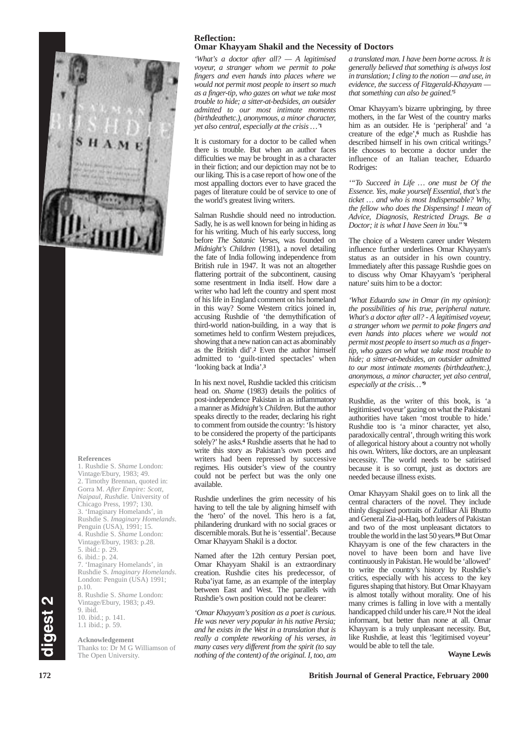## Reflection:
## Omar Khayyam Shakil and the Necessity of Doctors

*'What's a doctor after all? — A legitimised voyeur, a stranger whom we permit to poke fingers and even hands into places where we would not permit most people to insert so much as a finger-tip, who gazes on what we take most trouble to hide; a sitter-at-bedsides, an outsider admitted to our most intimate moments (birthdeathetc.), anonymous, a minor character, yet also central, especially at the crisis …'*[1]

It is customary for a doctor to be called when there is trouble. But when an author faces difficulties we may be brought in as a character in their fiction; and our depiction may not be to our liking. This is a case report of how one of the most appalling doctors ever to have graced the pages of literature could be of service to one of the world's greatest living writers.

Salman Rushdie should need no introduction. Sadly, he is as well known for being in hiding as for his writing. Much of his early success, long before *The Satanic Verses*, was founded on *Midnight's Children* (1981), a novel detailing the fate of India following independence from British rule in 1947. It was not an altogether flattering portrait of the subcontinent, causing some resentment in India itself. How dare a writer who had left the country and spent most of his life in England comment on his homeland in this way? Some Western critics joined in, accusing Rushdie of 'the demythification of third-world nation-building, in a way that is sometimes held to confirm Western prejudices, showing that a new nation can act as abominably as the British did'.[2] Even the author himself admitted to 'guilt-tinted spectacles' when 'looking back at India'.[3]

In his next novel, Rushdie tackled this criticism head on. *Shame* (1983) details the politics of post-independence Pakistan in as inflammatory a manner as *Midnight's Children*. But the author speaks directly to the reader, declaring his right to comment from outside the country: 'Is history to be considered the property of the participants solely?' he asks.[4] Rushdie asserts that he had to write this story as Pakistan's own poets and writers had been repressed by successive regimes. His outsider's view of the country could not be perfect but was the only one available.

Rushdie underlines the grim necessity of his having to tell the tale by aligning himself with the 'hero' of the novel. This hero is a fat, philandering drunkard with no social graces or discernible morals. But he is 'essential'. Because Omar Khayyam Shakil is a doctor.

Named after the 12th century Persian poet, Omar Khayyam Shakil is an extraordinary creation. Rushdie cites his predecessor, of Ruba'iyat fame, as an example of the interplay between East and West. The parallels with Rushdie's own position could not be clearer:

*'Omar Khayyam's position as a poet is curious. He was never very popular in his native Persia; and he exists in the West in a translation that is really a complete reworking of his verses, in many cases very different from the spirit (to say nothing of the content) of the original. I, too, am a translated man. I have been borne across. It is generally believed that something is always lost in translation; I cling to the notion — and use, in evidence, the success of Fitzgerald-Khayyam — that something can also be gained.'*[5]

Omar Khayyam's bizarre upbringing, by three mothers, in the far West of the country marks him as an outsider. He is 'peripheral' and 'a creature of the edge',[6] much as Rushdie has described himself in his own critical writings.[7] He chooses to become a doctor under the influence of an Italian teacher, Eduardo Rodriges:

*'"To Succeed in Life … one must be Of the Essence. Yes, make yourself Essential, that's the ticket … and who is most Indispensable? Why, the fellow who does the Dispensing! I mean of Advice, Diagnosis, Restricted Drugs. Be a Doctor; it is what I have Seen in You."'*[8]

The choice of a Western career under Western influence further underlines Omar Khayyam's status as an outsider in his own country. Immediately after this passage Rushdie goes on to discuss why Omar Khayyam's 'peripheral nature' suits him to be a doctor:

*'What Eduardo saw in Omar (in my opinion): the possibilities of his true, peripheral nature. What's a doctor after all? - A legitimised voyeur, a stranger whom we permit to poke fingers and even hands into places where we would not permit most people to insert so much as a finger-tip, who gazes on what we take most trouble to hide; a sitter-at-bedsides, an outsider admitted to our most intimate moments (birthdeathetc.), anonymous, a minor character, yet also central, especially at the crisis…'*[9]

Rushdie, as the writer of this book, is 'a legitimised voyeur' gazing on what the Pakistani authorities have taken 'most trouble to hide.' Rushdie too is 'a minor character, yet also, paradoxically central', through writing this work of allegorical history about a country not wholly his own. Writers, like doctors, are an unpleasant necessity. The world needs to be satirised because it is so corrupt, just as doctors are needed because illness exists.

Omar Khayyam Shakil goes on to link all the central characters of the novel. They include thinly disguised portraits of Zulfikar Ali Bhutto and General Zia-al-Haq, both leaders of Pakistan and two of the most unpleasant dictators to trouble the world in the last 50 years.[10] But Omar Khayyam is one of the few characters in the novel to have been born and have live continuously in Pakistan. He would be 'allowed' to write the country's history by Rushdie's critics, especially with his access to the key figures shaping that history. But Omar Khayyam is almost totally without morality. One of his many crimes is falling in love with a mentally handicapped child under his care.[11] Not the ideal informant, but better than none at all. Omar Khayyam is a truly unpleasant necessity. But, like Rushdie, at least this 'legitimised voyeur' would be able to tell the tale.

**Wayne Lewis**

### References

1. Rushdie S. *Shame* London: Vintage/Ebury, 1983; 49.
2. Timothy Brennan, quoted in: Gorra M. *After Empire: Scott, Naipaul, Rushdie.* University of Chicago Press, 1997; 130.
3. 'Imaginary Homelands', in Rushdie S. *Imaginary Homelands*. Penguin (USA), 1991; 15.
4. Rushdie S. *Shame* London: Vintage/Ebury, 1983: p.28.
5. ibid.: p. 29.
6. ibid.: p. 24.
7. 'Imaginary Homelands', in Rushdie S. *Imaginary Homelands*. London: Penguin (USA) 1991; p.10.
8. Rushdie S. *Shame* London: Vintage/Ebury, 1983; p.49.
9. ibid.
10. ibid.; p. 141.
1.1 ibid.; p. 59.

### Acknowledgement

Thanks to: Dr M G Williamson of The Open University.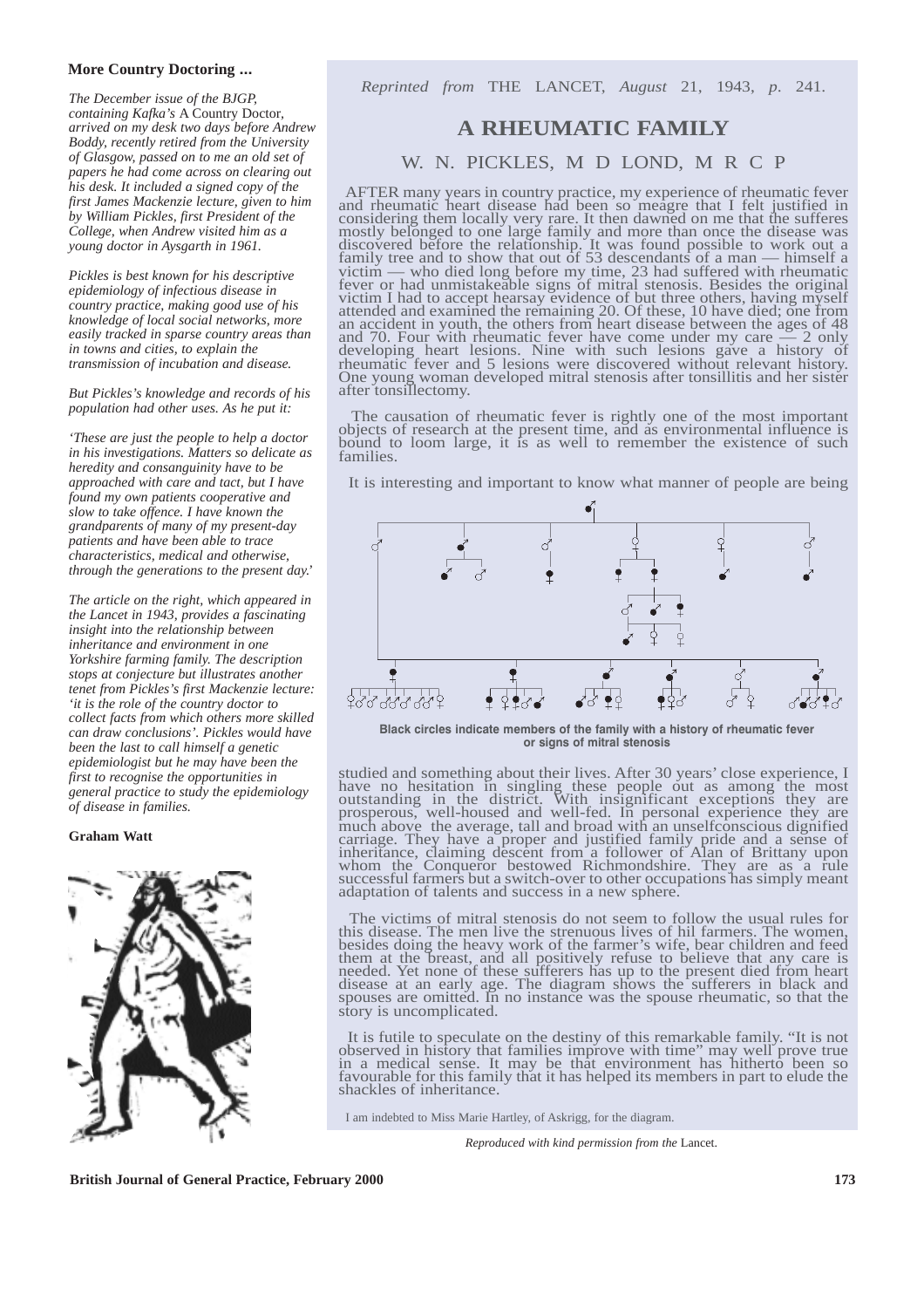**More Country Doctoring ...**

*The December issue of the BJGP, containing Kafka's* A Country Doctor, *arrived on my desk two days before Andrew Boddy, recently retired from the University of Glasgow, passed on to me an old set of papers he had come across on clearing out his desk. It included a signed copy of the first James Mackenzie lecture, given to him by William Pickles, first President of the College, when Andrew visited him as a young doctor in Aysgarth in 1961.*

*Pickles is best known for his descriptive epidemiology of infectious disease in country practice, making good use of his knowledge of local social networks, more easily tracked in sparse country areas than in towns and cities, to explain the transmission of incubation and disease.*

*But Pickles's knowledge and records of his population had other uses. As he put it:*

*'These are just the people to help a doctor in his investigations. Matters so delicate as heredity and consanguinity have to be approached with care and tact, but I have found my own patients cooperative and slow to take offence. I have known the grandparents of many of my present-day patients and have been able to trace characteristics, medical and otherwise, through the generations to the present day.'*

*The article on the right, which appeared in the Lancet in 1943, provides a fascinating insight into the relationship between inheritance and environment in one Yorkshire farming family. The description stops at conjecture but illustrates another tenet from Pickles's first Mackenzie lecture: 'it is the role of the country doctor to collect facts from which others more skilled can draw conclusions'. Pickles would have been the last to call himself a genetic epidemiologist but he may have been the first to recognise the opportunities in general practice to study the epidemiology of disease in families.*

**Graham Watt**

*Reprinted from* THE LANCET, *August* 21, 1943, *p*. 241.

# A RHEUMATIC FAMILY

W. N. PICKLES, M D LOND, M R C P

AFTER many years in country practice, my experience of rheumatic fever and rheumatic heart disease had been so meagre that I felt justified in considering them locally very rare. It then dawned on me that the sufferes mostly belonged to one large family and more than once the disease was discovered before the relationship. It was found possible to work out a family tree and to show that out of 53 descendants of a man — himself a victim — who died long before my time, 23 had suffered with rheumatic fever or had unmistakeable signs of mitral stenosis. Besides the original victim I had to accept hearsay evidence of but three others, having myself attended and examined the remaining 20. Of these, 10 have died; one from an accident in youth, the others from heart disease between the ages of 48 and 70. Four with rheumatic fever have come under my care — 2 only developing heart lesions. Nine with such lesions gave a history of rheumatic fever and 5 lesions were discovered without relevant history. One young woman developed mitral stenosis after tonsillitis and her sister after tonsillectomy.

The causation of rheumatic fever is rightly one of the most important objects of research at the present time, and as environmental influence is bound to loom large, it is as well to remember the existence of such families.

It is interesting and important to know what manner of people are being studied and something about their lives. After 30 years' close experience, I have no hesitation in singling these people out as among the most outstanding in the district. With insignificant exceptions they are prosperous, well-housed and well-fed. In personal experience they are much above the average, tall and broad with an unselfconscious dignified carriage. They have a proper and justified family pride and a sense of inheritance, claiming descent from a follower of Alan of Brittany upon whom the Conqueror bestowed Richmondshire. They are as a rule successful farmers but a switch-over to other occupations has simply meant adaptation of talents and success in a new sphere.

Black circles indicate members of the family with a history of rheumatic fever or signs of mitral stenosis

The victims of mitral stenosis do not seem to follow the usual rules for this disease. The men live the strenuous lives of hil farmers. The women, besides doing the heavy work of the farmer's wife, bear children and feed them at the breast, and all positively refuse to believe that any care is needed. Yet none of these sufferers has up to the present died from heart disease at an early age. The diagram shows the sufferers in black and spouses are omitted. In no instance was the spouse rheumatic, so that the story is uncomplicated.

It is futile to speculate on the destiny of this remarkable family. "It is not observed in history that families improve with time" may well prove true in a medical sense. It may be that environment has hitherto been so favourable for this family that it has helped its members in part to elude the shackles of inheritance.

I am indebted to Miss Marie Hartley, of Askrigg, for the diagram.

*Reproduced with kind permission from the* Lancet.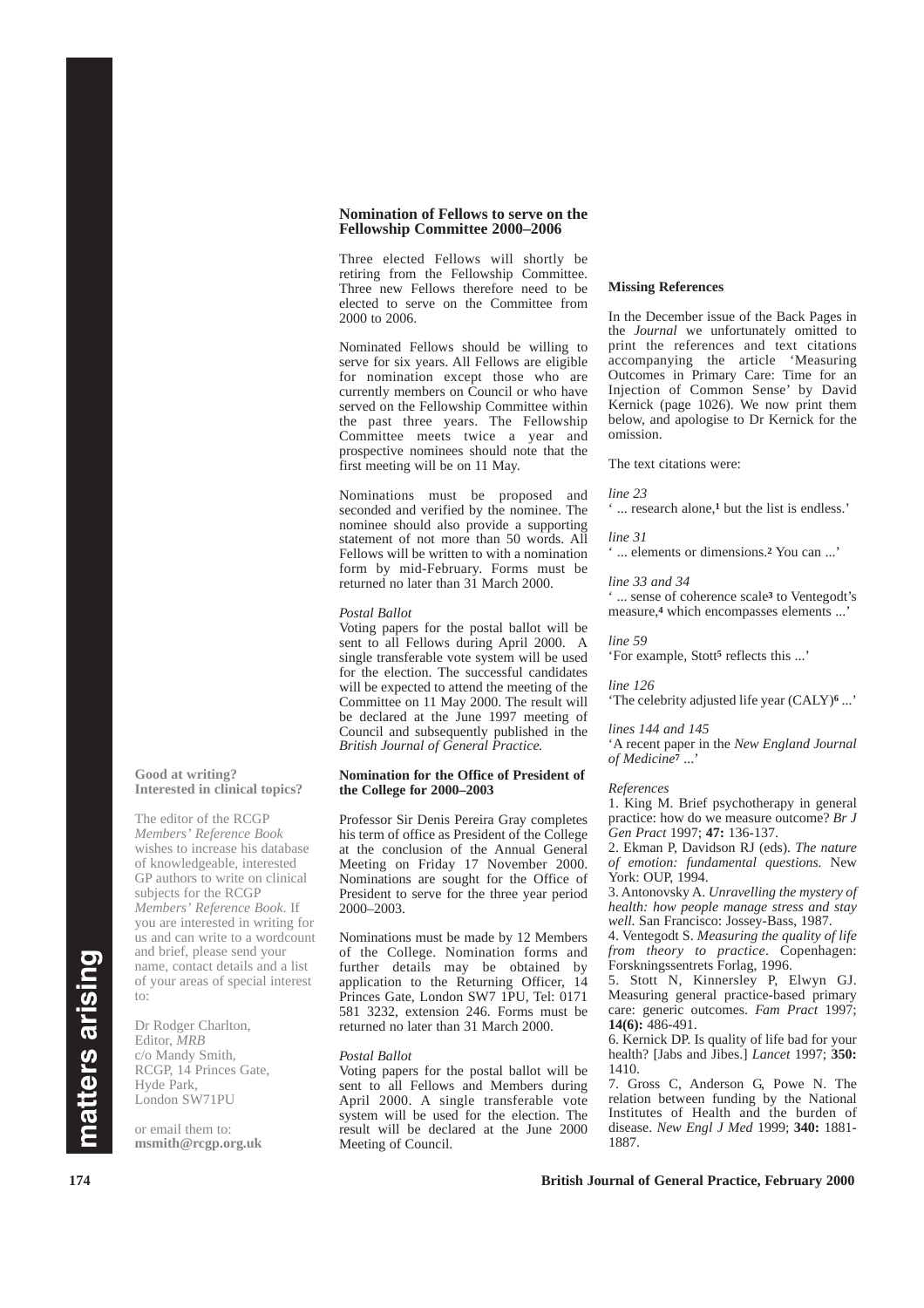## Nomination of Fellows to serve on the Fellowship Committee 2000–2006

Three elected Fellows will shortly be retiring from the Fellowship Committee. Three new Fellows therefore need to be elected to serve on the Committee from 2000 to 2006.

Nominated Fellows should be willing to serve for six years. All Fellows are eligible for nomination except those who are currently members on Council or who have served on the Fellowship Committee within the past three years. The Fellowship Committee meets twice a year and prospective nominees should note that the first meeting will be on 11 May.

Nominations must be proposed and seconded and verified by the nominee. The nominee should also provide a supporting statement of not more than 50 words. All Fellows will be written to with a nomination form by mid-February. Forms must be returned no later than 31 March 2000.

*Postal Ballot*

Voting papers for the postal ballot will be sent to all Fellows during April 2000. A single transferable vote system will be used for the election. The successful candidates will be expected to attend the meeting of the Committee on 11 May 2000. The result will be declared at the June 1997 meeting of Council and subsequently published in the *British Journal of General Practice.*

## Nomination for the Office of President of the College for 2000–2003

Professor Sir Denis Pereira Gray completes his term of office as President of the College at the conclusion of the Annual General Meeting on Friday 17 November 2000. Nominations are sought for the Office of President to serve for the three year period 2000–2003.

Nominations must be made by 12 Members of the College. Nomination forms and further details may be obtained by application to the Returning Officer, 14 Princes Gate, London SW7 1PU, Tel: 0171 581 3232, extension 246. Forms must be returned no later than 31 March 2000.

*Postal Ballot*

Voting papers for the postal ballot will be sent to all Fellows and Members during April 2000. A single transferable vote system will be used for the election. The result will be declared at the June 2000 Meeting of Council.

## Missing References

In the December issue of the Back Pages in the *Journal* we unfortunately omitted to print the references and text citations accompanying the article 'Measuring Outcomes in Primary Care: Time for an Injection of Common Sense' by David Kernick (page 1026). We now print them below, and apologise to Dr Kernick for the omission.

The text citations were:

*line 23*
' ... research alone,[1] but the list is endless.'

*line 31*
' ... elements or dimensions.[2] You can ...'

*line 33 and 34*
' ... sense of coherence scale[3] to Ventegodt's measure,[4] which encompasses elements ...'

*line 59*
'For example, Stott[5] reflects this ...'

*line 126*
'The celebrity adjusted life year (CALY)[6] ...'

*lines 144 and 145*
'A recent paper in the *New England Journal of Medicine*[7] ...'

*References*

1. King M. Brief psychotherapy in general practice: how do we measure outcome? *Br J Gen Pract* 1997; **47:** 136-137.
2. Ekman P, Davidson RJ (eds). *The nature of emotion: fundamental questions.* New York: OUP, 1994.
3. Antonovsky A. *Unravelling the mystery of health: how people manage stress and stay well.* San Francisco: Jossey-Bass, 1987.
4. Ventegodt S. *Measuring the quality of life from theory to practice*. Copenhagen: Forskningssentrets Forlag, 1996.
5. Stott N, Kinnersley P, Elwyn GJ. Measuring general practice-based primary care: generic outcomes. *Fam Pract* 1997; **14(6):** 486-491.
6. Kernick DP. Is quality of life bad for your health? [Jabs and Jibes.] *Lancet* 1997; **350:** 1410.
7. Gross C, Anderson G, Powe N. The relation between funding by the National Institutes of Health and the burden of disease. *New Engl J Med* 1999; **340:** 1881-1887.

**Good at writing? Interested in clinical topics?**

The editor of the RCGP *Members' Reference Book* wishes to increase his database of knowledgeable, interested GP authors to write on clinical subjects for the RCGP *Members' Reference Book*. If you are interested in writing for us and can write to a wordcount and brief, please send your name, contact details and a list of your areas of special interest to:

Dr Rodger Charlton,
Editor, *MRB*
c/o Mandy Smith,
RCGP, 14 Princes Gate,
Hyde Park,
London SW71PU

or email them to:
**msmith@rcgp.org.uk**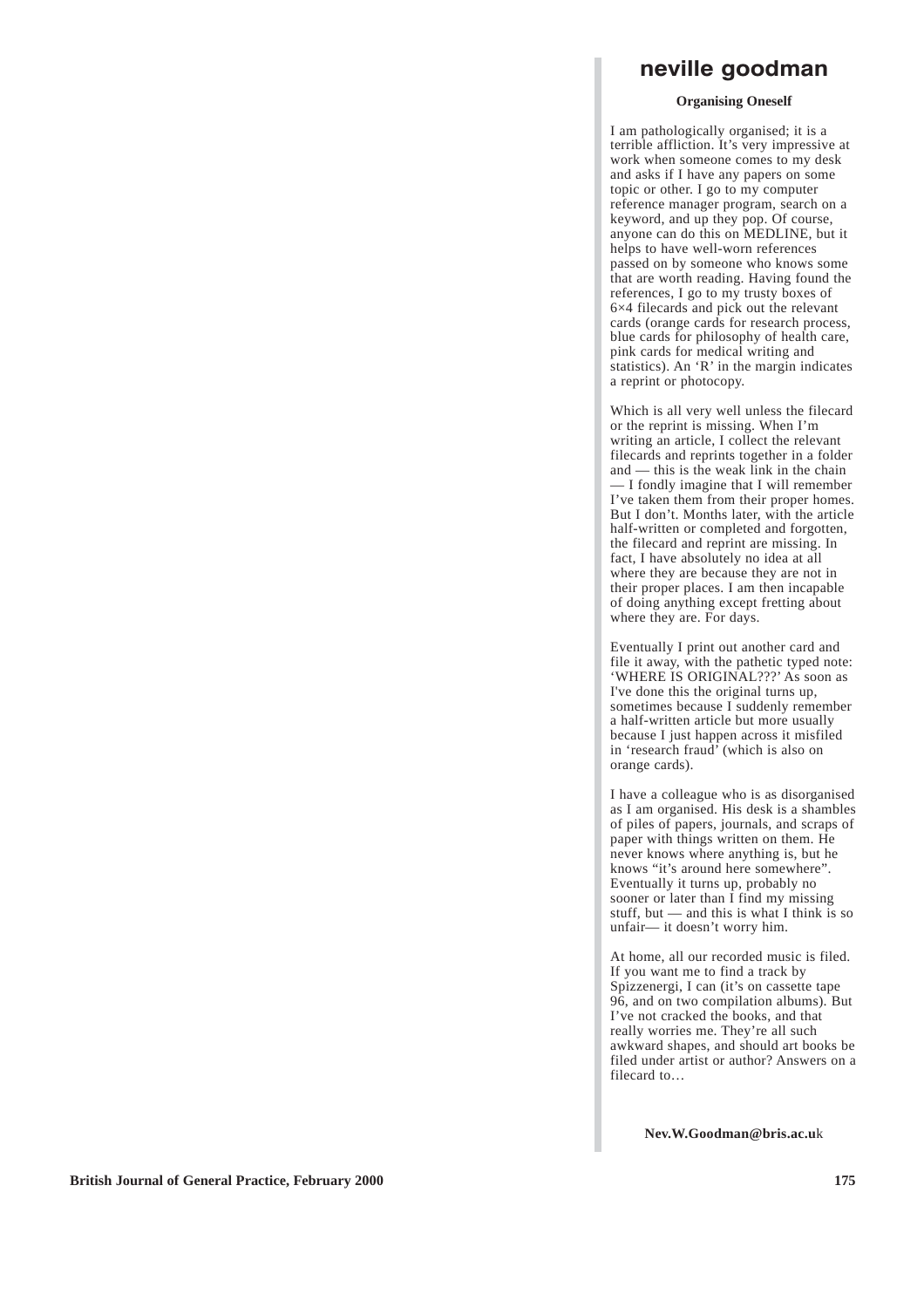# neville goodman

**Organising Oneself**

I am pathologically organised; it is a terrible affliction. It's very impressive at work when someone comes to my desk and asks if I have any papers on some topic or other. I go to my computer reference manager program, search on a keyword, and up they pop. Of course, anyone can do this on MEDLINE, but it helps to have well-worn references passed on by someone who knows some that are worth reading. Having found the references, I go to my trusty boxes of 6×4 filecards and pick out the relevant cards (orange cards for research process, blue cards for philosophy of health care, pink cards for medical writing and statistics). An 'R' in the margin indicates a reprint or photocopy.

Which is all very well unless the filecard or the reprint is missing. When I'm writing an article, I collect the relevant filecards and reprints together in a folder and — this is the weak link in the chain — I fondly imagine that I will remember I've taken them from their proper homes. But I don't. Months later, with the article half-written or completed and forgotten, the filecard and reprint are missing. In fact, I have absolutely no idea at all where they are because they are not in their proper places. I am then incapable of doing anything except fretting about where they are. For days.

Eventually I print out another card and file it away, with the pathetic typed note: 'WHERE IS ORIGINAL???' As soon as I've done this the original turns up, sometimes because I suddenly remember a half-written article but more usually because I just happen across it misfiled in 'research fraud' (which is also on orange cards).

I have a colleague who is as disorganised as I am organised. His desk is a shambles of piles of papers, journals, and scraps of paper with things written on them. He never knows where anything is, but he knows "it's around here somewhere". Eventually it turns up, probably no sooner or later than I find my missing stuff, but — and this is what I think is so unfair— it doesn't worry him.

At home, all our recorded music is filed. If you want me to find a track by Spizzenergi, I can (it's on cassette tape 96, and on two compilation albums). But I've not cracked the books, and that really worries me. They're all such awkward shapes, and should art books be filed under artist or author? Answers on a filecard to…

**Nev.W.Goodman@bris.ac.uk**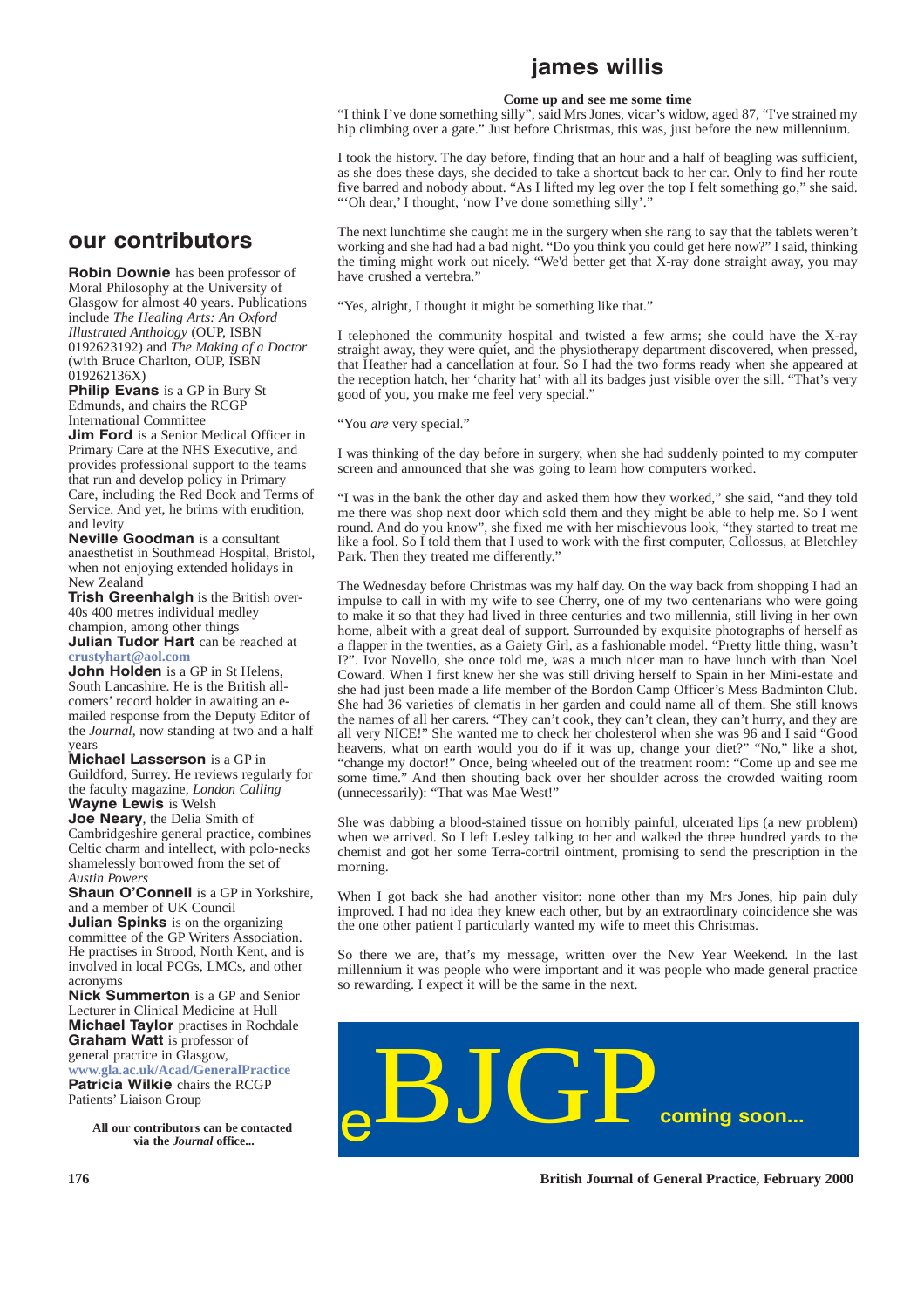# james willis

### Come up and see me some time

"I think I've done something silly", said Mrs Jones, vicar's widow, aged 87, "I've strained my hip climbing over a gate." Just before Christmas, this was, just before the new millennium.

I took the history. The day before, finding that an hour and a half of beagling was sufficient, as she does these days, she decided to take a shortcut back to her car. Only to find her route five barred and nobody about. "As I lifted my leg over the top I felt something go," she said. "'Oh dear,' I thought, 'now I've done something silly'."

The next lunchtime she caught me in the surgery when she rang to say that the tablets weren't working and she had had a bad night. "Do you think you could get here now?" I said, thinking the timing might work out nicely. "We'd better get that X-ray done straight away, you may have crushed a vertebra."

"Yes, alright, I thought it might be something like that."

I telephoned the community hospital and twisted a few arms; she could have the X-ray straight away, they were quiet, and the physiotherapy department discovered, when pressed, that Heather had a cancellation at four. So I had the two forms ready when she appeared at the reception hatch, her 'charity hat' with all its badges just visible over the sill. "That's very good of you, you make me feel very special."

"You *are* very special."

I was thinking of the day before in surgery, when she had suddenly pointed to my computer screen and announced that she was going to learn how computers worked.

"I was in the bank the other day and asked them how they worked," she said, "and they told me there was shop next door which sold them and they might be able to help me. So I went round. And do you know", she fixed me with her mischievous look, "they started to treat me like a fool. So I told them that I used to work with the first computer, Collossus, at Bletchley Park. Then they treated me differently."

The Wednesday before Christmas was my half day. On the way back from shopping I had an impulse to call in with my wife to see Cherry, one of my two centenarians who were going to make it so that they had lived in three centuries and two millennia, still living in her own home, albeit with a great deal of support. Surrounded by exquisite photographs of herself as a flapper in the twenties, as a Gaiety Girl, as a fashionable model. "Pretty little thing, wasn't I?". Ivor Novello, she once told me, was a much nicer man to have lunch with than Noel Coward. When I first knew her she was still driving herself to Spain in her Mini-estate and she had just been made a life member of the Bordon Camp Officer's Mess Badminton Club. She had 36 varieties of clematis in her garden and could name all of them. She still knows the names of all her carers. "They can't cook, they can't clean, they can't hurry, and they are all very NICE!" She wanted me to check her cholesterol when she was 96 and I said "Good heavens, what on earth would you do if it was up, change your diet?" "No," like a shot, "change my doctor!" Once, being wheeled out of the treatment room: "Come up and see me some time." And then shouting back over her shoulder across the crowded waiting room (unnecessarily): "That was Mae West!"

She was dabbing a blood-stained tissue on horribly painful, ulcerated lips (a new problem) when we arrived. So I left Lesley talking to her and walked the three hundred yards to the chemist and got her some Terra-cortril ointment, promising to send the prescription in the morning.

When I got back she had another visitor: none other than my Mrs Jones, hip pain duly improved. I had no idea they knew each other, but by an extraordinary coincidence she was the one other patient I particularly wanted my wife to meet this Christmas.

So there we are, that's my message, written over the New Year Weekend. In the last millennium it was people who were important and it was people who made general practice so rewarding. I expect it will be the same in the next.

## our contributors

**Robin Downie** has been professor of Moral Philosophy at the University of Glasgow for almost 40 years. Publications include *The Healing Arts: An Oxford Illustrated Anthology* (OUP, ISBN 0192623192) and *The Making of a Doctor* (with Bruce Charlton, OUP, ISBN 019262136X)

**Philip Evans** is a GP in Bury St Edmunds, and chairs the RCGP International Committee

**Jim Ford** is a Senior Medical Officer in Primary Care at the NHS Executive, and provides professional support to the teams that run and develop policy in Primary Care, including the Red Book and Terms of Service. And yet, he brims with erudition, and levity

**Neville Goodman** is a consultant anaesthetist in Southmead Hospital, Bristol, when not enjoying extended holidays in New Zealand

**Trish Greenhalgh** is the British over-40s 400 metres individual medley champion, among other things

**Julian Tudor Hart** can be reached at crustyhart@aol.com

**John Holden** is a GP in St Helens, South Lancashire. He is the British all-comers' record holder in awaiting an e-mailed response from the Deputy Editor of the *Journal*, now standing at two and a half years

**Michael Lasserson** is a GP in Guildford, Surrey. He reviews regularly for the faculty magazine, *London Calling*

**Wayne Lewis** is Welsh

**Joe Neary**, the Delia Smith of Cambridgeshire general practice, combines Celtic charm and intellect, with polo-necks shamelessly borrowed from the set of *Austin Powers*

**Shaun O'Connell** is a GP in Yorkshire, and a member of UK Council

**Julian Spinks** is on the organizing committee of the GP Writers Association. He practises in Strood, North Kent, and is involved in local PCGs, LMCs, and other acronyms

**Nick Summerton** is a GP and Senior Lecturer in Clinical Medicine at Hull

**Michael Taylor** practises in Rochdale

**Graham Watt** is professor of general practice in Glasgow, www.gla.ac.uk/Acad/GeneralPractice

**Patricia Wilkie** chairs the RCGP Patients' Liaison Group

**All our contributors can be contacted via the *Journal* office...**

eBJGP coming soon...